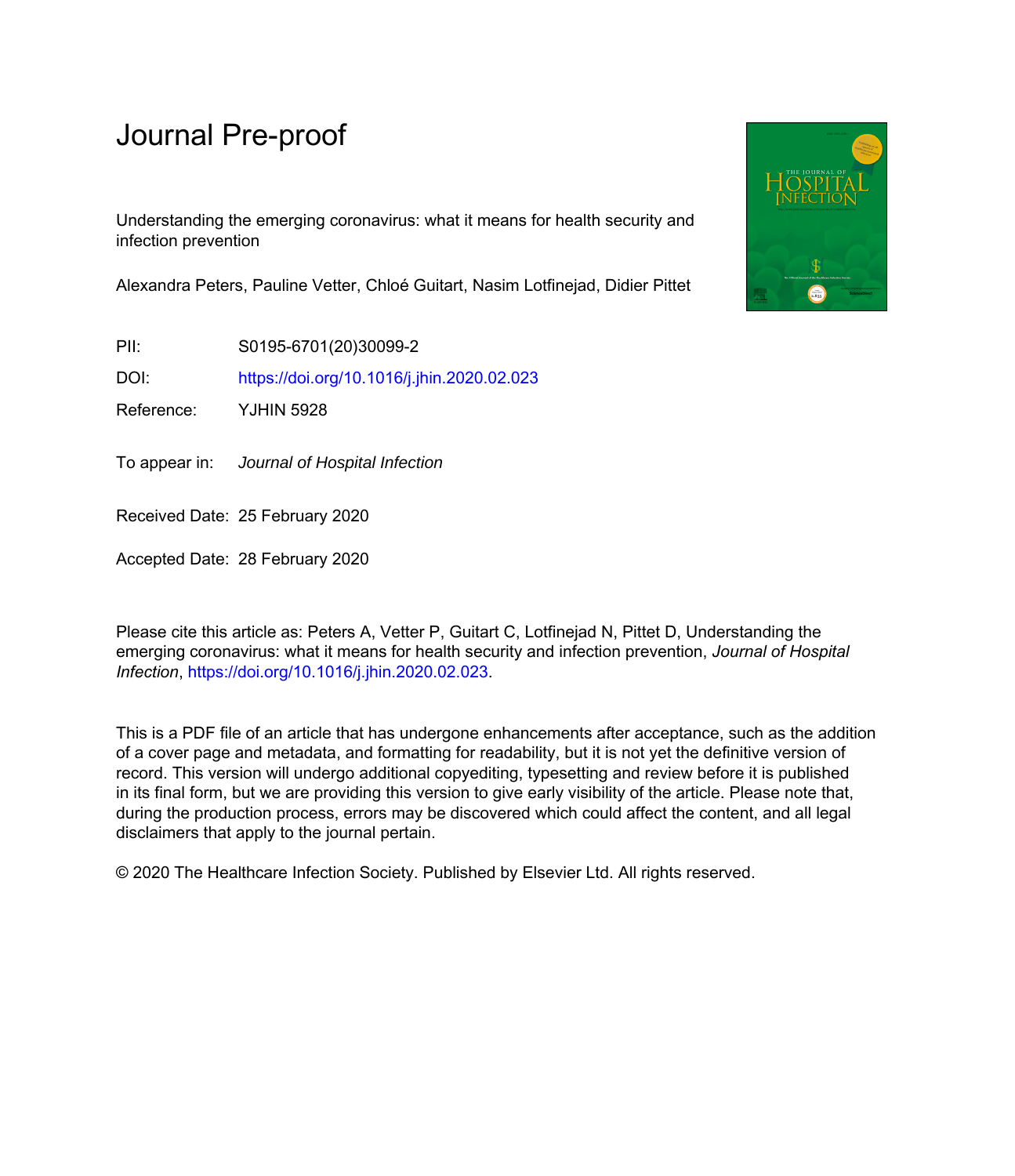# Journal Pre-proof

Understanding the emerging coronavirus: what it means for health security and infection prevention

Alexandra Peters, Pauline Vetter, Chloé Guitart, Nasim Lotfinejad, Didier Pittet

PII: S0195-6701(20)30099-2

DOI: https://doi.org/10.1016/j.jhin.2020.02.023

Reference: YJHIN 5928

To appear in: *Journal of Hospital Infection*

Received Date: 25 February 2020

Accepted Date: 28 February 2020

Please cite this article as: Peters A, Vetter P, Guitart C, Lotfinejad N, Pittet D, Understanding the emerging coronavirus: what it means for health security and infection prevention, *Journal of Hospital Infection*, https://doi.org/10.1016/j.jhin.2020.02.023.

This is a PDF file of an article that has undergone enhancements after acceptance, such as the addition of a cover page and metadata, and formatting for readability, but it is not yet the definitive version of record. This version will undergo additional copyediting, typesetting and review before it is published in its final form, but we are providing this version to give early visibility of the article. Please note that, during the production process, errors may be discovered which could affect the content, and all legal disclaimers that apply to the journal pertain.

© 2020 The Healthcare Infection Society. Published by Elsevier Ltd. All rights reserved.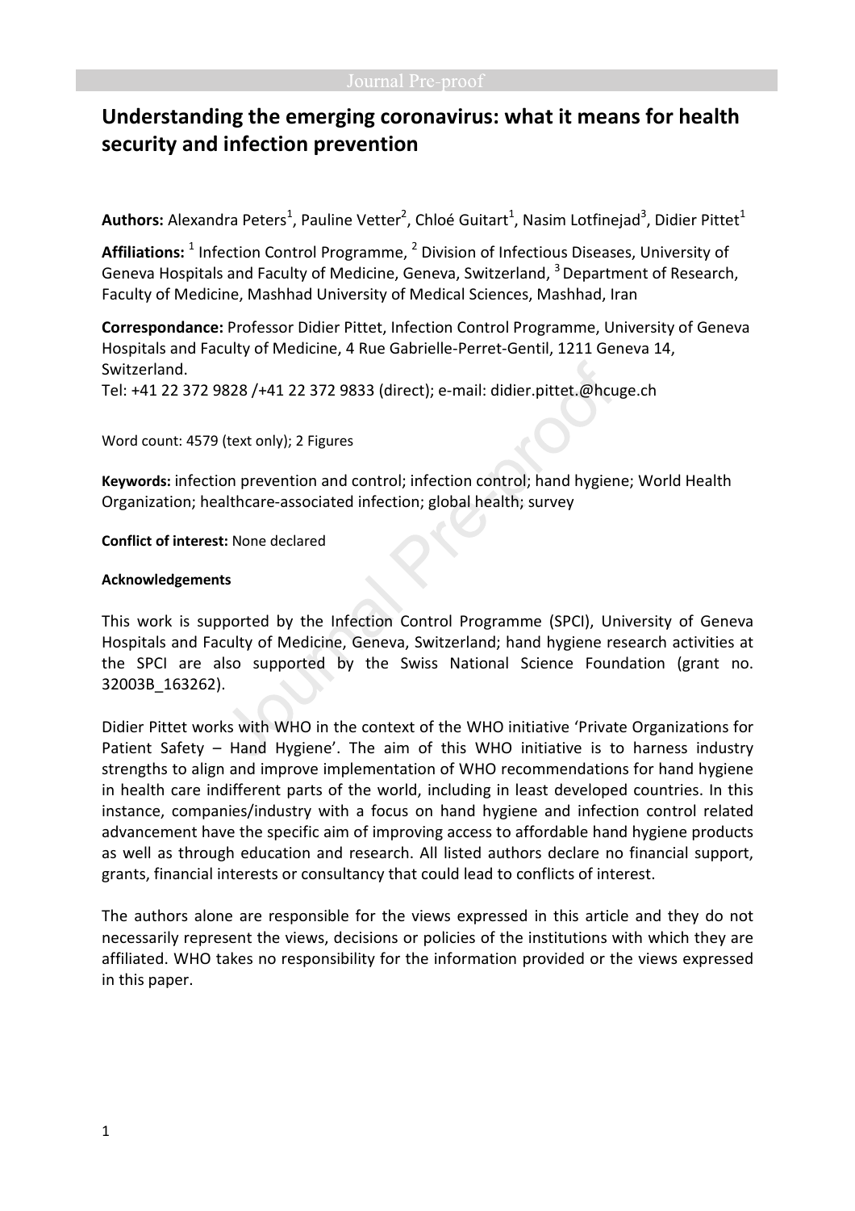# Understanding the emerging coronavirus: what it means for health security and infection prevention

**Authors:** Alexandra Peters[1], Pauline Vetter[2], Chloé Guitart[1], Nasim Lotfinejad[3], Didier Pittet[1]

**Affiliations:** [1] Infection Control Programme, [2] Division of Infectious Diseases, University of Geneva Hospitals and Faculty of Medicine, Geneva, Switzerland, [3] Department of Research, Faculty of Medicine, Mashhad University of Medical Sciences, Mashhad, Iran

**Correspondance:** Professor Didier Pittet, Infection Control Programme, University of Geneva Hospitals and Faculty of Medicine, 4 Rue Gabrielle-Perret-Gentil, 1211 Geneva 14, Switzerland.
Tel: +41 22 372 9828 /+41 22 372 9833 (direct); e-mail: didier.pittet.@hcuge.ch

Word count: 4579 (text only); 2 Figures

**Keywords:** infection prevention and control; infection control; hand hygiene; World Health Organization; healthcare-associated infection; global health; survey

**Conflict of interest:** None declared

**Acknowledgements**

This work is supported by the Infection Control Programme (SPCI), University of Geneva Hospitals and Faculty of Medicine, Geneva, Switzerland; hand hygiene research activities at the SPCI are also supported by the Swiss National Science Foundation (grant no. 32003B_163262).

Didier Pittet works with WHO in the context of the WHO initiative 'Private Organizations for Patient Safety – Hand Hygiene'. The aim of this WHO initiative is to harness industry strengths to align and improve implementation of WHO recommendations for hand hygiene in health care indifferent parts of the world, including in least developed countries. In this instance, companies/industry with a focus on hand hygiene and infection control related advancement have the specific aim of improving access to affordable hand hygiene products as well as through education and research. All listed authors declare no financial support, grants, financial interests or consultancy that could lead to conflicts of interest.

The authors alone are responsible for the views expressed in this article and they do not necessarily represent the views, decisions or policies of the institutions with which they are affiliated. WHO takes no responsibility for the information provided or the views expressed in this paper.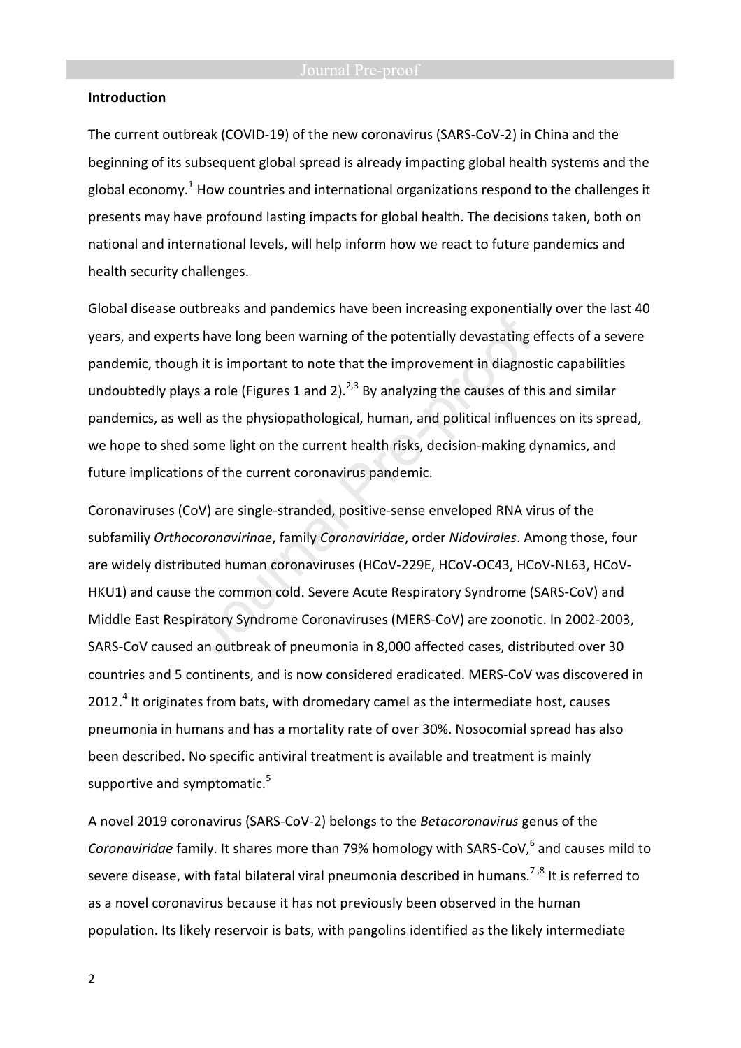## Introduction

The current outbreak (COVID-19) of the new coronavirus (SARS-CoV-2) in China and the beginning of its subsequent global spread is already impacting global health systems and the global economy.[1] How countries and international organizations respond to the challenges it presents may have profound lasting impacts for global health. The decisions taken, both on national and international levels, will help inform how we react to future pandemics and health security challenges.

Global disease outbreaks and pandemics have been increasing exponentially over the last 40 years, and experts have long been warning of the potentially devastating effects of a severe pandemic, though it is important to note that the improvement in diagnostic capabilities undoubtedly plays a role (Figures 1 and 2).[2,3] By analyzing the causes of this and similar pandemics, as well as the physiopathological, human, and political influences on its spread, we hope to shed some light on the current health risks, decision-making dynamics, and future implications of the current coronavirus pandemic.

Coronaviruses (CoV) are single-stranded, positive-sense enveloped RNA virus of the subfamiliy *Orthocoronavirinae*, family *Coronaviridae*, order *Nidovirales*. Among those, four are widely distributed human coronaviruses (HCoV-229E, HCoV-OC43, HCoV-NL63, HCoV-HKU1) and cause the common cold. Severe Acute Respiratory Syndrome (SARS-CoV) and Middle East Respiratory Syndrome Coronaviruses (MERS-CoV) are zoonotic. In 2002-2003, SARS-CoV caused an outbreak of pneumonia in 8,000 affected cases, distributed over 30 countries and 5 continents, and is now considered eradicated. MERS-CoV was discovered in 2012.[4] It originates from bats, with dromedary camel as the intermediate host, causes pneumonia in humans and has a mortality rate of over 30%. Nosocomial spread has also been described. No specific antiviral treatment is available and treatment is mainly supportive and symptomatic.[5]

A novel 2019 coronavirus (SARS-CoV-2) belongs to the *Betacoronavirus* genus of the *Coronaviridae* family. It shares more than 79% homology with SARS-CoV,[6] and causes mild to severe disease, with fatal bilateral viral pneumonia described in humans.[7,8] It is referred to as a novel coronavirus because it has not previously been observed in the human population. Its likely reservoir is bats, with pangolins identified as the likely intermediate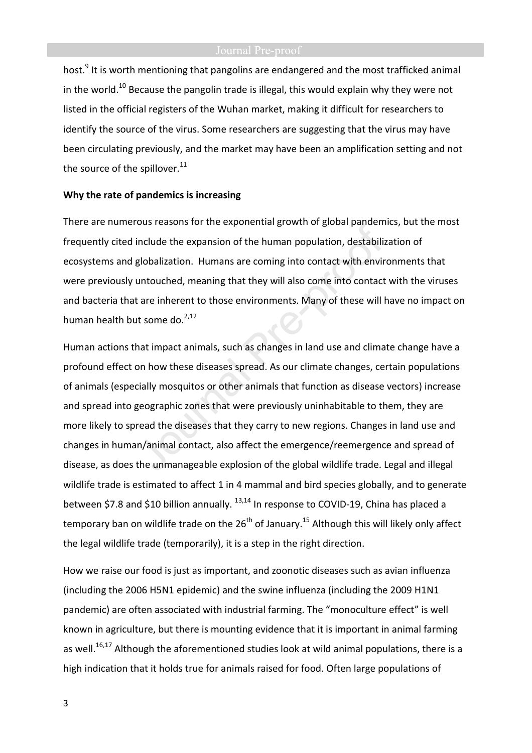host.[9] It is worth mentioning that pangolins are endangered and the most trafficked animal in the world.[10] Because the pangolin trade is illegal, this would explain why they were not listed in the official registers of the Wuhan market, making it difficult for researchers to identify the source of the virus. Some researchers are suggesting that the virus may have been circulating previously, and the market may have been an amplification setting and not the source of the spillover.[11]

**Why the rate of pandemics is increasing**

There are numerous reasons for the exponential growth of global pandemics, but the most frequently cited include the expansion of the human population, destabilization of ecosystems and globalization. Humans are coming into contact with environments that were previously untouched, meaning that they will also come into contact with the viruses and bacteria that are inherent to those environments. Many of these will have no impact on human health but some do.[2,12]

Human actions that impact animals, such as changes in land use and climate change have a profound effect on how these diseases spread. As our climate changes, certain populations of animals (especially mosquitos or other animals that function as disease vectors) increase and spread into geographic zones that were previously uninhabitable to them, they are more likely to spread the diseases that they carry to new regions. Changes in land use and changes in human/animal contact, also affect the emergence/reemergence and spread of disease, as does the unmanageable explosion of the global wildlife trade. Legal and illegal wildlife trade is estimated to affect 1 in 4 mammal and bird species globally, and to generate between \$7.8 and \$10 billion annually. [13,14] In response to COVID-19, China has placed a temporary ban on wildlife trade on the 26th of January.[15] Although this will likely only affect the legal wildlife trade (temporarily), it is a step in the right direction.

How we raise our food is just as important, and zoonotic diseases such as avian influenza (including the 2006 H5N1 epidemic) and the swine influenza (including the 2009 H1N1 pandemic) are often associated with industrial farming. The "monoculture effect" is well known in agriculture, but there is mounting evidence that it is important in animal farming as well.[16,17] Although the aforementioned studies look at wild animal populations, there is a high indication that it holds true for animals raised for food. Often large populations of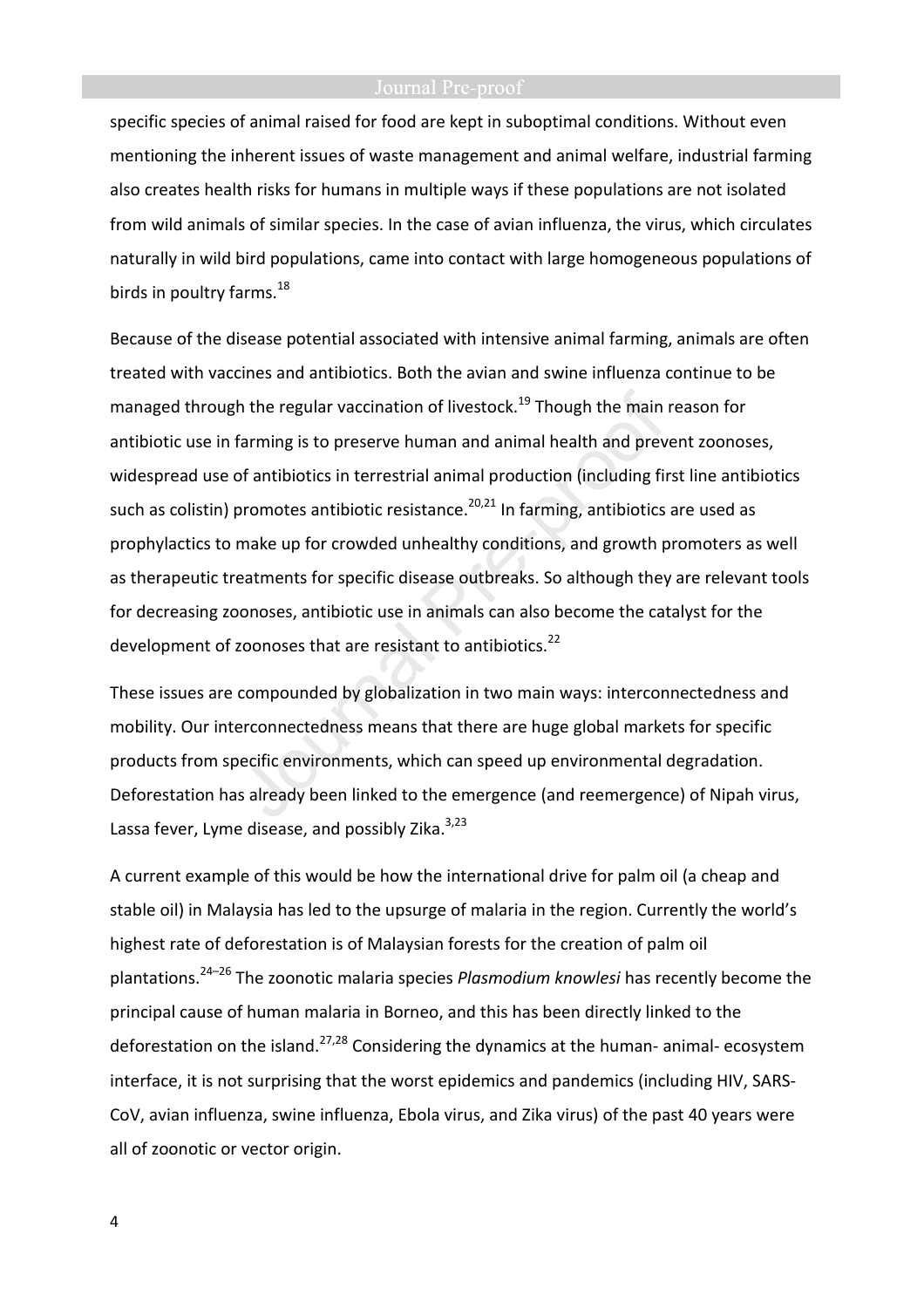specific species of animal raised for food are kept in suboptimal conditions. Without even mentioning the inherent issues of waste management and animal welfare, industrial farming also creates health risks for humans in multiple ways if these populations are not isolated from wild animals of similar species. In the case of avian influenza, the virus, which circulates naturally in wild bird populations, came into contact with large homogeneous populations of birds in poultry farms.[18]

Because of the disease potential associated with intensive animal farming, animals are often treated with vaccines and antibiotics. Both the avian and swine influenza continue to be managed through the regular vaccination of livestock.[19] Though the main reason for antibiotic use in farming is to preserve human and animal health and prevent zoonoses, widespread use of antibiotics in terrestrial animal production (including first line antibiotics such as colistin) promotes antibiotic resistance.[20,21] In farming, antibiotics are used as prophylactics to make up for crowded unhealthy conditions, and growth promoters as well as therapeutic treatments for specific disease outbreaks. So although they are relevant tools for decreasing zoonoses, antibiotic use in animals can also become the catalyst for the development of zoonoses that are resistant to antibiotics.[22]

These issues are compounded by globalization in two main ways: interconnectedness and mobility. Our interconnectedness means that there are huge global markets for specific products from specific environments, which can speed up environmental degradation. Deforestation has already been linked to the emergence (and reemergence) of Nipah virus, Lassa fever, Lyme disease, and possibly Zika.[3,23]

A current example of this would be how the international drive for palm oil (a cheap and stable oil) in Malaysia has led to the upsurge of malaria in the region. Currently the world's highest rate of deforestation is of Malaysian forests for the creation of palm oil plantations.[24–26] The zoonotic malaria species *Plasmodium knowlesi* has recently become the principal cause of human malaria in Borneo, and this has been directly linked to the deforestation on the island.[27,28] Considering the dynamics at the human- animal- ecosystem interface, it is not surprising that the worst epidemics and pandemics (including HIV, SARS-CoV, avian influenza, swine influenza, Ebola virus, and Zika virus) of the past 40 years were all of zoonotic or vector origin.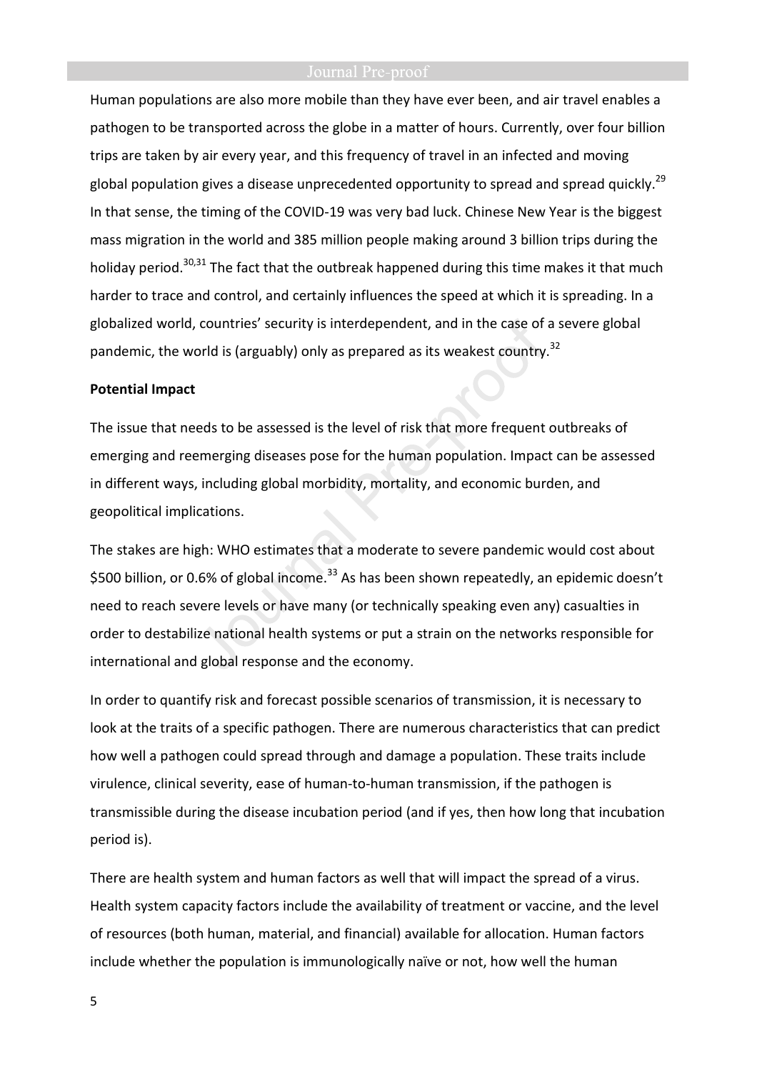Human populations are also more mobile than they have ever been, and air travel enables a pathogen to be transported across the globe in a matter of hours. Currently, over four billion trips are taken by air every year, and this frequency of travel in an infected and moving global population gives a disease unprecedented opportunity to spread and spread quickly.[29] In that sense, the timing of the COVID-19 was very bad luck. Chinese New Year is the biggest mass migration in the world and 385 million people making around 3 billion trips during the holiday period.[30,31] The fact that the outbreak happened during this time makes it that much harder to trace and control, and certainly influences the speed at which it is spreading. In a globalized world, countries' security is interdependent, and in the case of a severe global pandemic, the world is (arguably) only as prepared as its weakest country.[32]

**Potential Impact**

The issue that needs to be assessed is the level of risk that more frequent outbreaks of emerging and reemerging diseases pose for the human population. Impact can be assessed in different ways, including global morbidity, mortality, and economic burden, and geopolitical implications.

The stakes are high: WHO estimates that a moderate to severe pandemic would cost about $500 billion, or 0.6% of global income.[33] As has been shown repeatedly, an epidemic doesn't need to reach severe levels or have many (or technically speaking even any) casualties in order to destabilize national health systems or put a strain on the networks responsible for international and global response and the economy.

In order to quantify risk and forecast possible scenarios of transmission, it is necessary to look at the traits of a specific pathogen. There are numerous characteristics that can predict how well a pathogen could spread through and damage a population. These traits include virulence, clinical severity, ease of human-to-human transmission, if the pathogen is transmissible during the disease incubation period (and if yes, then how long that incubation period is).

There are health system and human factors as well that will impact the spread of a virus. Health system capacity factors include the availability of treatment or vaccine, and the level of resources (both human, material, and financial) available for allocation. Human factors include whether the population is immunologically naïve or not, how well the human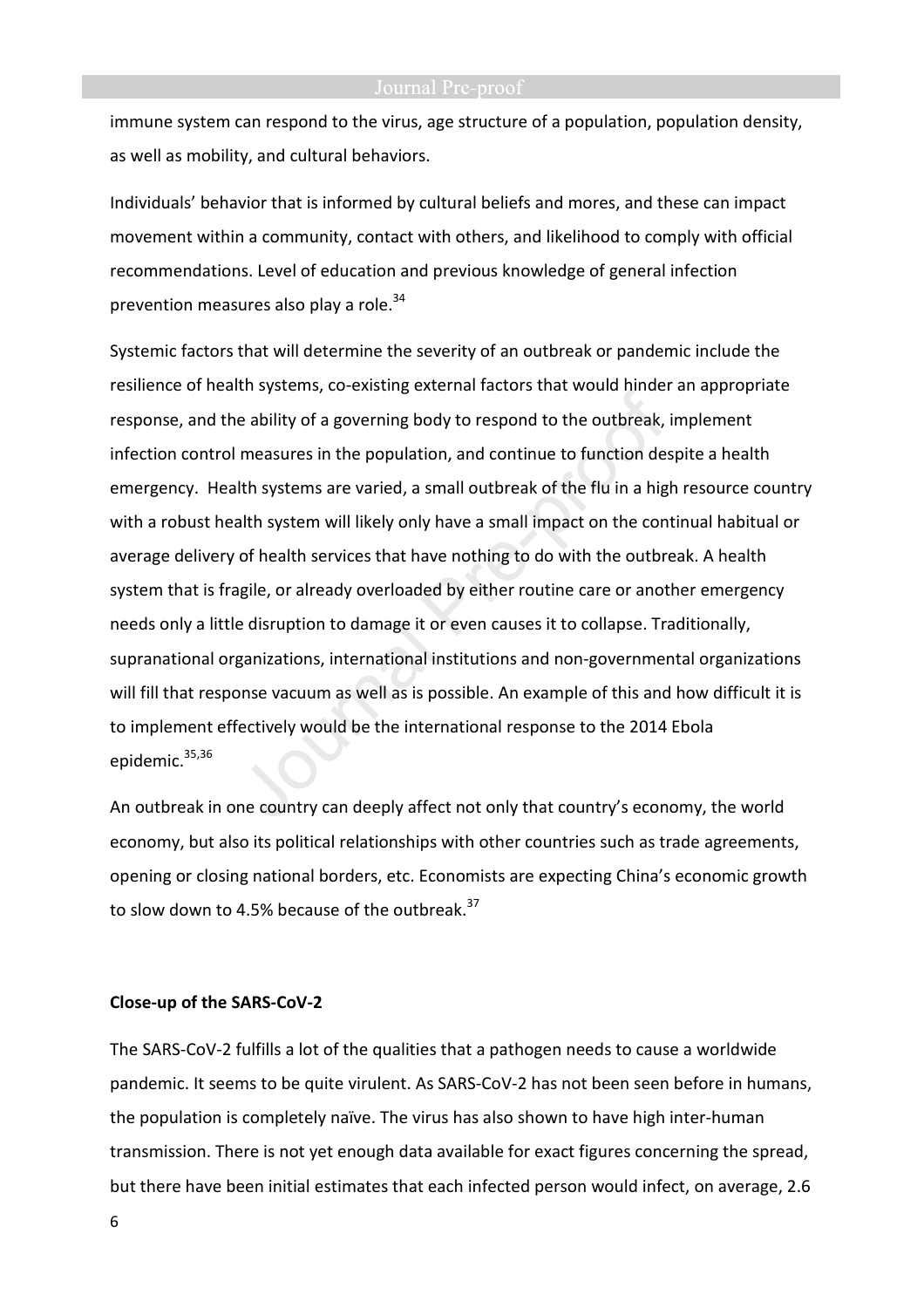immune system can respond to the virus, age structure of a population, population density, as well as mobility, and cultural behaviors.

Individuals' behavior that is informed by cultural beliefs and mores, and these can impact movement within a community, contact with others, and likelihood to comply with official recommendations. Level of education and previous knowledge of general infection prevention measures also play a role.[34]

Systemic factors that will determine the severity of an outbreak or pandemic include the resilience of health systems, co-existing external factors that would hinder an appropriate response, and the ability of a governing body to respond to the outbreak, implement infection control measures in the population, and continue to function despite a health emergency. Health systems are varied, a small outbreak of the flu in a high resource country with a robust health system will likely only have a small impact on the continual habitual or average delivery of health services that have nothing to do with the outbreak. A health system that is fragile, or already overloaded by either routine care or another emergency needs only a little disruption to damage it or even causes it to collapse. Traditionally, supranational organizations, international institutions and non-governmental organizations will fill that response vacuum as well as is possible. An example of this and how difficult it is to implement effectively would be the international response to the 2014 Ebola epidemic.[35,36]

An outbreak in one country can deeply affect not only that country's economy, the world economy, but also its political relationships with other countries such as trade agreements, opening or closing national borders, etc. Economists are expecting China's economic growth to slow down to 4.5% because of the outbreak.[37]

**Close-up of the SARS-CoV-2**

The SARS-CoV-2 fulfills a lot of the qualities that a pathogen needs to cause a worldwide pandemic. It seems to be quite virulent. As SARS-CoV-2 has not been seen before in humans, the population is completely naïve. The virus has also shown to have high inter-human transmission. There is not yet enough data available for exact figures concerning the spread, but there have been initial estimates that each infected person would infect, on average, 2.6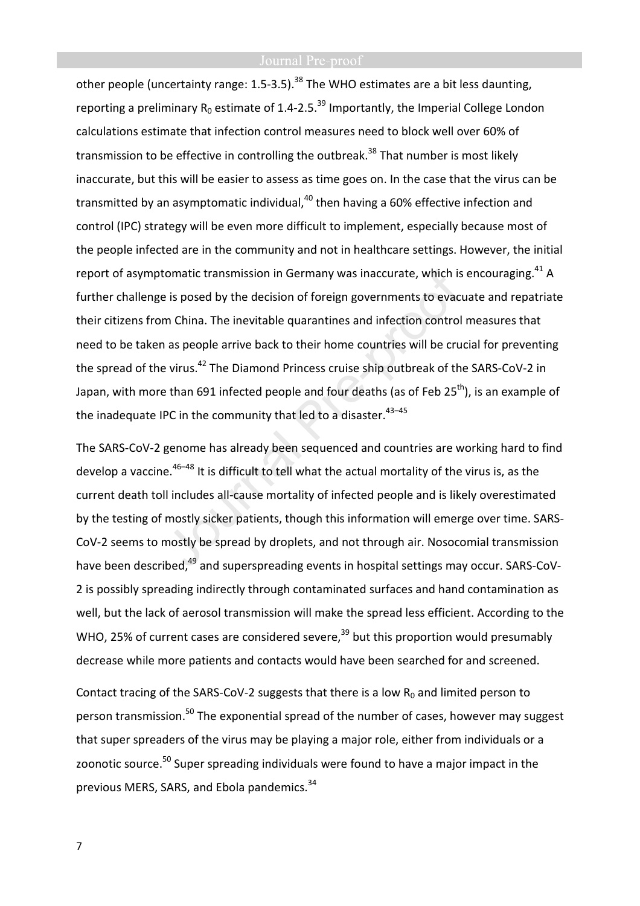other people (uncertainty range: 1.5-3.5).[38] The WHO estimates are a bit less daunting, reporting a preliminary $R_0$ estimate of 1.4-2.5.[39] Importantly, the Imperial College London calculations estimate that infection control measures need to block well over 60% of transmission to be effective in controlling the outbreak.[38] That number is most likely inaccurate, but this will be easier to assess as time goes on. In the case that the virus can be transmitted by an asymptomatic individual,[40] then having a 60% effective infection and control (IPC) strategy will be even more difficult to implement, especially because most of the people infected are in the community and not in healthcare settings. However, the initial report of asymptomatic transmission in Germany was inaccurate, which is encouraging.[41] A further challenge is posed by the decision of foreign governments to evacuate and repatriate their citizens from China. The inevitable quarantines and infection control measures that need to be taken as people arrive back to their home countries will be crucial for preventing the spread of the virus.[42] The Diamond Princess cruise ship outbreak of the SARS-CoV-2 in Japan, with more than 691 infected people and four deaths (as of Feb 25th), is an example of the inadequate IPC in the community that led to a disaster.[43–45]

The SARS-CoV-2 genome has already been sequenced and countries are working hard to find develop a vaccine.[46–48] It is difficult to tell what the actual mortality of the virus is, as the current death toll includes all-cause mortality of infected people and is likely overestimated by the testing of mostly sicker patients, though this information will emerge over time. SARS-CoV-2 seems to mostly be spread by droplets, and not through air. Nosocomial transmission have been described,[49] and superspreading events in hospital settings may occur. SARS-CoV-2 is possibly spreading indirectly through contaminated surfaces and hand contamination as well, but the lack of aerosol transmission will make the spread less efficient. According to the WHO, 25% of current cases are considered severe,[39] but this proportion would presumably decrease while more patients and contacts would have been searched for and screened.

Contact tracing of the SARS-CoV-2 suggests that there is a low $R_0$ and limited person to person transmission.[50] The exponential spread of the number of cases, however may suggest that super spreaders of the virus may be playing a major role, either from individuals or a zoonotic source.[50] Super spreading individuals were found to have a major impact in the previous MERS, SARS, and Ebola pandemics.[34]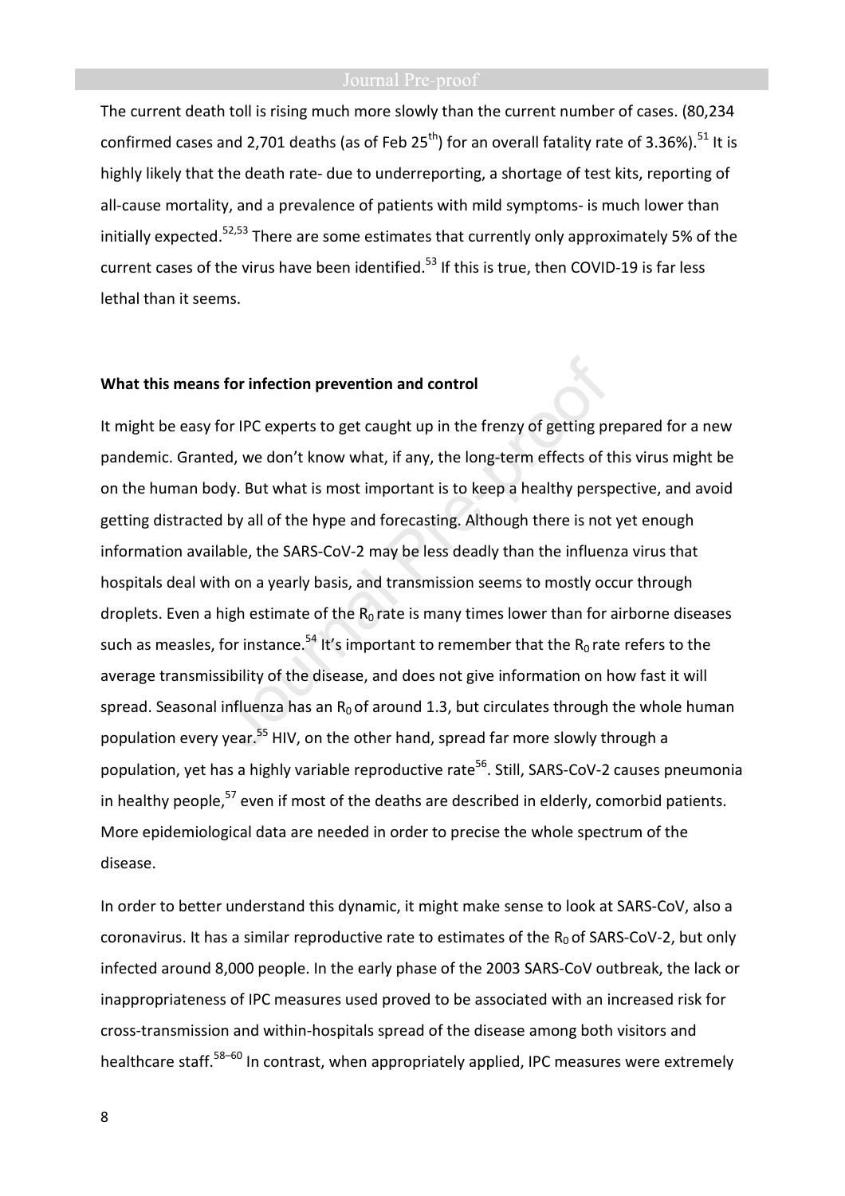The current death toll is rising much more slowly than the current number of cases. (80,234 confirmed cases and 2,701 deaths (as of Feb 25th) for an overall fatality rate of 3.36%).[51] It is highly likely that the death rate- due to underreporting, a shortage of test kits, reporting of all-cause mortality, and a prevalence of patients with mild symptoms- is much lower than initially expected.[52,53] There are some estimates that currently only approximately 5% of the current cases of the virus have been identified.[53] If this is true, then COVID-19 is far less lethal than it seems.

**What this means for infection prevention and control**

It might be easy for IPC experts to get caught up in the frenzy of getting prepared for a new pandemic. Granted, we don't know what, if any, the long-term effects of this virus might be on the human body. But what is most important is to keep a healthy perspective, and avoid getting distracted by all of the hype and forecasting. Although there is not yet enough information available, the SARS-CoV-2 may be less deadly than the influenza virus that hospitals deal with on a yearly basis, and transmission seems to mostly occur through droplets. Even a high estimate of the $R_0$ rate is many times lower than for airborne diseases such as measles, for instance.[54] It's important to remember that the $R_0$ rate refers to the average transmissibility of the disease, and does not give information on how fast it will spread. Seasonal influenza has an $R_0$ of around 1.3, but circulates through the whole human population every year.[55] HIV, on the other hand, spread far more slowly through a population, yet has a highly variable reproductive rate[56]. Still, SARS-CoV-2 causes pneumonia in healthy people,[57] even if most of the deaths are described in elderly, comorbid patients. More epidemiological data are needed in order to precise the whole spectrum of the disease.

In order to better understand this dynamic, it might make sense to look at SARS-CoV, also a coronavirus. It has a similar reproductive rate to estimates of the $R_0$ of SARS-CoV-2, but only infected around 8,000 people. In the early phase of the 2003 SARS-CoV outbreak, the lack or inappropriateness of IPC measures used proved to be associated with an increased risk for cross-transmission and within-hospitals spread of the disease among both visitors and healthcare staff.[58–60] In contrast, when appropriately applied, IPC measures were extremely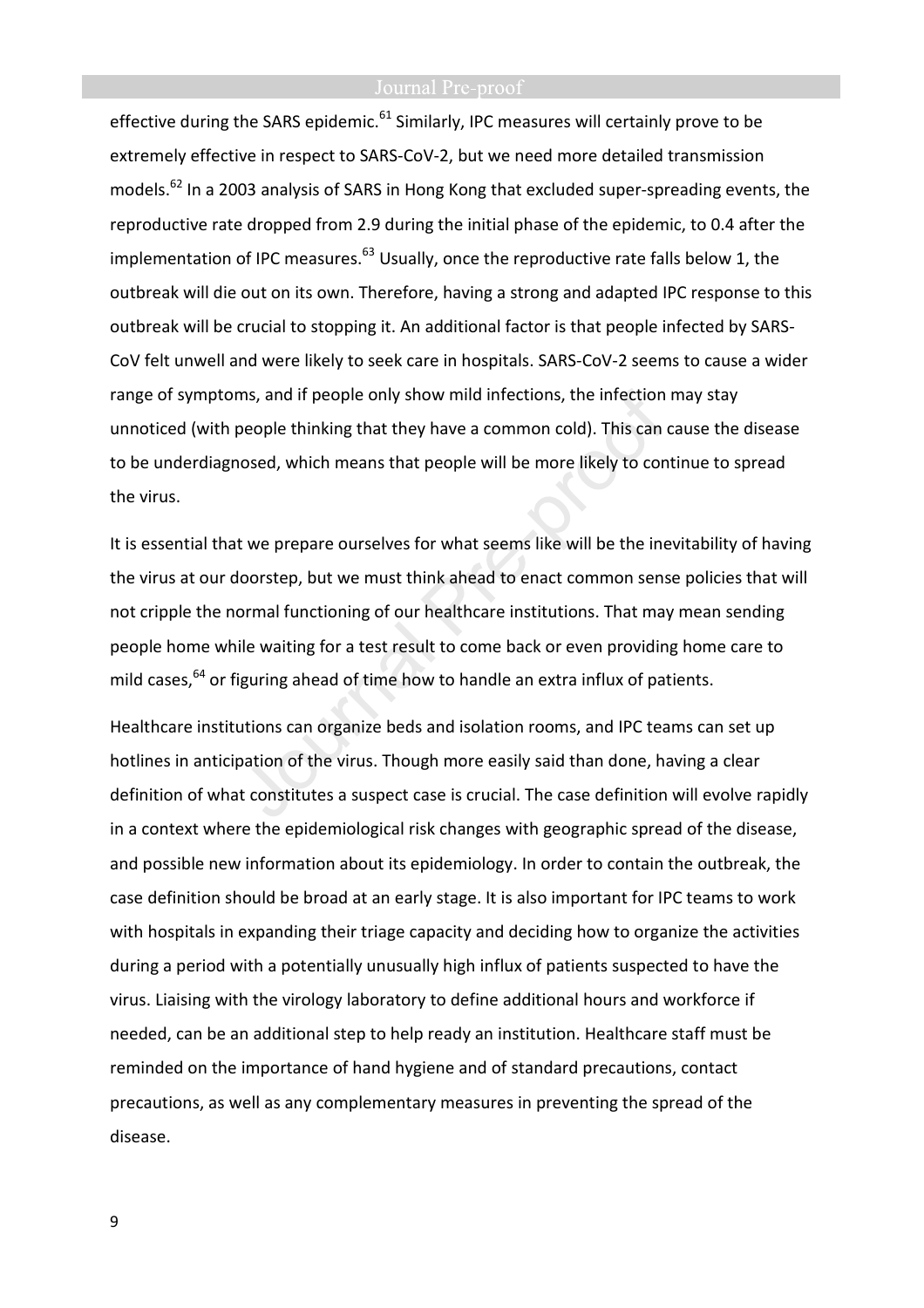effective during the SARS epidemic.[61] Similarly, IPC measures will certainly prove to be extremely effective in respect to SARS-CoV-2, but we need more detailed transmission models.[62] In a 2003 analysis of SARS in Hong Kong that excluded super-spreading events, the reproductive rate dropped from 2.9 during the initial phase of the epidemic, to 0.4 after the implementation of IPC measures.[63] Usually, once the reproductive rate falls below 1, the outbreak will die out on its own. Therefore, having a strong and adapted IPC response to this outbreak will be crucial to stopping it. An additional factor is that people infected by SARS-CoV felt unwell and were likely to seek care in hospitals. SARS-CoV-2 seems to cause a wider range of symptoms, and if people only show mild infections, the infection may stay unnoticed (with people thinking that they have a common cold). This can cause the disease to be underdiagnosed, which means that people will be more likely to continue to spread the virus.

It is essential that we prepare ourselves for what seems like will be the inevitability of having the virus at our doorstep, but we must think ahead to enact common sense policies that will not cripple the normal functioning of our healthcare institutions. That may mean sending people home while waiting for a test result to come back or even providing home care to mild cases,[64] or figuring ahead of time how to handle an extra influx of patients.

Healthcare institutions can organize beds and isolation rooms, and IPC teams can set up hotlines in anticipation of the virus. Though more easily said than done, having a clear definition of what constitutes a suspect case is crucial. The case definition will evolve rapidly in a context where the epidemiological risk changes with geographic spread of the disease, and possible new information about its epidemiology. In order to contain the outbreak, the case definition should be broad at an early stage. It is also important for IPC teams to work with hospitals in expanding their triage capacity and deciding how to organize the activities during a period with a potentially unusually high influx of patients suspected to have the virus. Liaising with the virology laboratory to define additional hours and workforce if needed, can be an additional step to help ready an institution. Healthcare staff must be reminded on the importance of hand hygiene and of standard precautions, contact precautions, as well as any complementary measures in preventing the spread of the disease.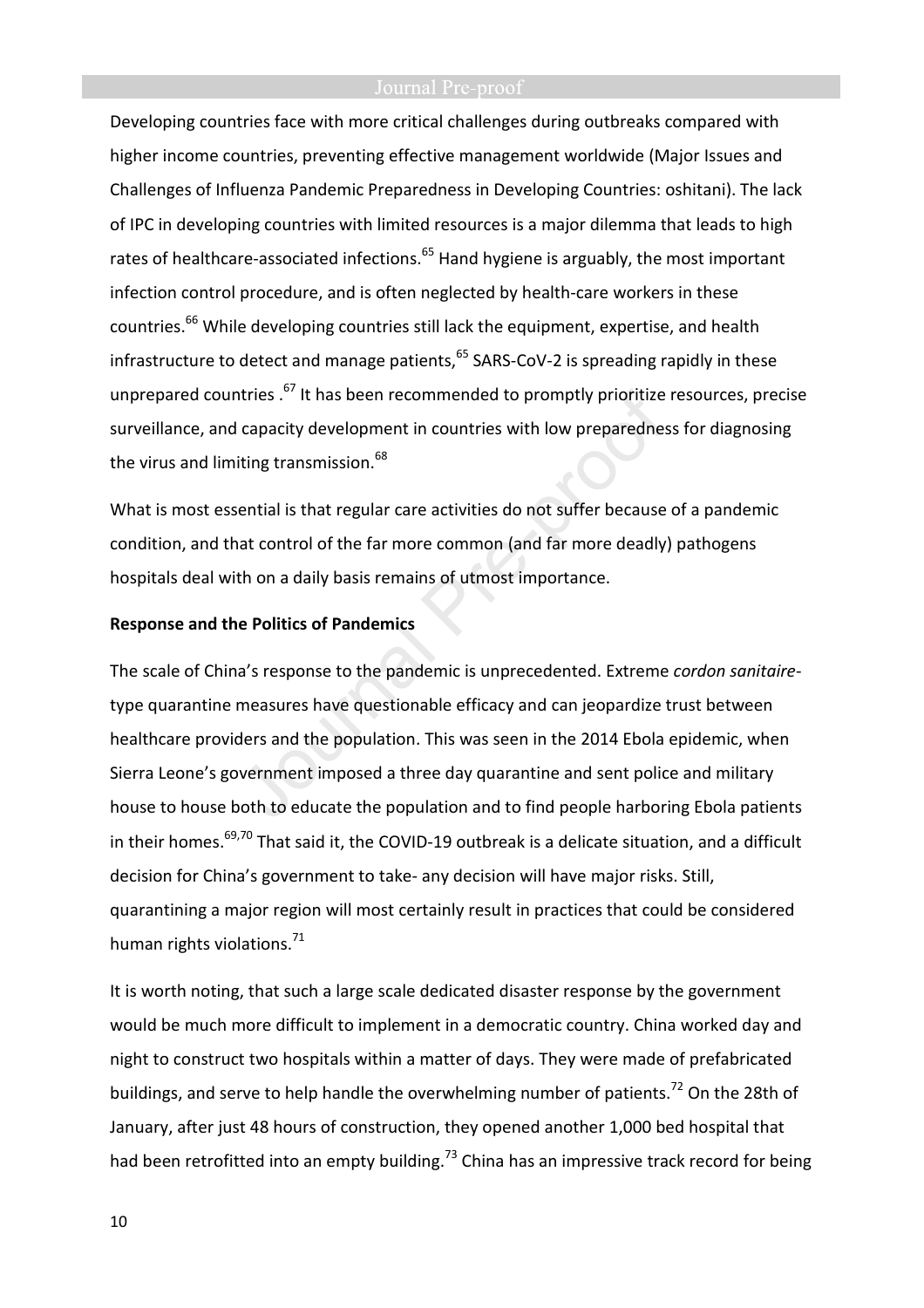Developing countries face with more critical challenges during outbreaks compared with higher income countries, preventing effective management worldwide (Major Issues and Challenges of Influenza Pandemic Preparedness in Developing Countries: oshitani). The lack of IPC in developing countries with limited resources is a major dilemma that leads to high rates of healthcare-associated infections.[65] Hand hygiene is arguably, the most important infection control procedure, and is often neglected by health-care workers in these countries.[66] While developing countries still lack the equipment, expertise, and health infrastructure to detect and manage patients,[65] SARS-CoV-2 is spreading rapidly in these unprepared countries .[67] It has been recommended to promptly prioritize resources, precise surveillance, and capacity development in countries with low preparedness for diagnosing the virus and limiting transmission.[68]

What is most essential is that regular care activities do not suffer because of a pandemic condition, and that control of the far more common (and far more deadly) pathogens hospitals deal with on a daily basis remains of utmost importance.

**Response and the Politics of Pandemics**

The scale of China's response to the pandemic is unprecedented. Extreme *cordon sanitaire*-type quarantine measures have questionable efficacy and can jeopardize trust between healthcare providers and the population. This was seen in the 2014 Ebola epidemic, when Sierra Leone's government imposed a three day quarantine and sent police and military house to house both to educate the population and to find people harboring Ebola patients in their homes.[69,70] That said it, the COVID-19 outbreak is a delicate situation, and a difficult decision for China's government to take- any decision will have major risks. Still, quarantining a major region will most certainly result in practices that could be considered human rights violations.[71]

It is worth noting, that such a large scale dedicated disaster response by the government would be much more difficult to implement in a democratic country. China worked day and night to construct two hospitals within a matter of days. They were made of prefabricated buildings, and serve to help handle the overwhelming number of patients.[72] On the 28th of January, after just 48 hours of construction, they opened another 1,000 bed hospital that had been retrofitted into an empty building.[73] China has an impressive track record for being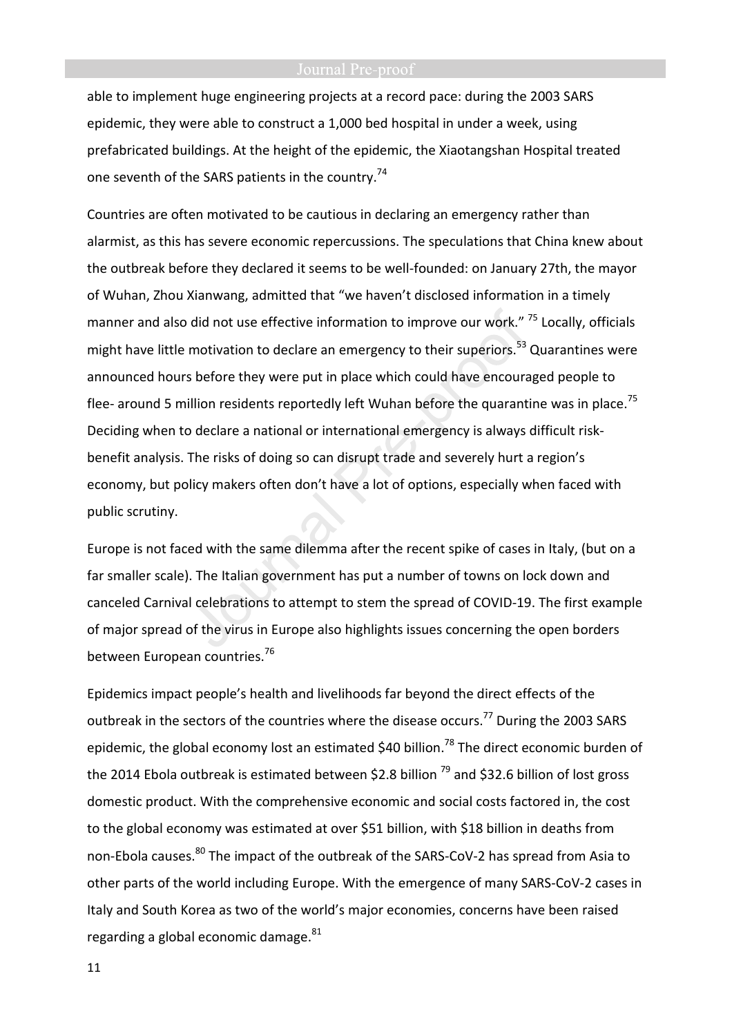able to implement huge engineering projects at a record pace: during the 2003 SARS epidemic, they were able to construct a 1,000 bed hospital in under a week, using prefabricated buildings. At the height of the epidemic, the Xiaotangshan Hospital treated one seventh of the SARS patients in the country.[74]

Countries are often motivated to be cautious in declaring an emergency rather than alarmist, as this has severe economic repercussions. The speculations that China knew about the outbreak before they declared it seems to be well-founded: on January 27th, the mayor of Wuhan, Zhou Xianwang, admitted that "we haven't disclosed information in a timely manner and also did not use effective information to improve our work." [75] Locally, officials might have little motivation to declare an emergency to their superiors.[53] Quarantines were announced hours before they were put in place which could have encouraged people to flee- around 5 million residents reportedly left Wuhan before the quarantine was in place.[75] Deciding when to declare a national or international emergency is always difficult risk-benefit analysis. The risks of doing so can disrupt trade and severely hurt a region's economy, but policy makers often don't have a lot of options, especially when faced with public scrutiny.

Europe is not faced with the same dilemma after the recent spike of cases in Italy, (but on a far smaller scale). The Italian government has put a number of towns on lock down and canceled Carnival celebrations to attempt to stem the spread of COVID-19. The first example of major spread of the virus in Europe also highlights issues concerning the open borders between European countries.[76]

Epidemics impact people's health and livelihoods far beyond the direct effects of the outbreak in the sectors of the countries where the disease occurs.[77] During the 2003 SARS epidemic, the global economy lost an estimated $40 billion.[78] The direct economic burden of the 2014 Ebola outbreak is estimated between $2.8 billion [79] and $32.6 billion of lost gross domestic product. With the comprehensive economic and social costs factored in, the cost to the global economy was estimated at over $51 billion, with $18 billion in deaths from non-Ebola causes.[80] The impact of the outbreak of the SARS-CoV-2 has spread from Asia to other parts of the world including Europe. With the emergence of many SARS-CoV-2 cases in Italy and South Korea as two of the world's major economies, concerns have been raised regarding a global economic damage.[81]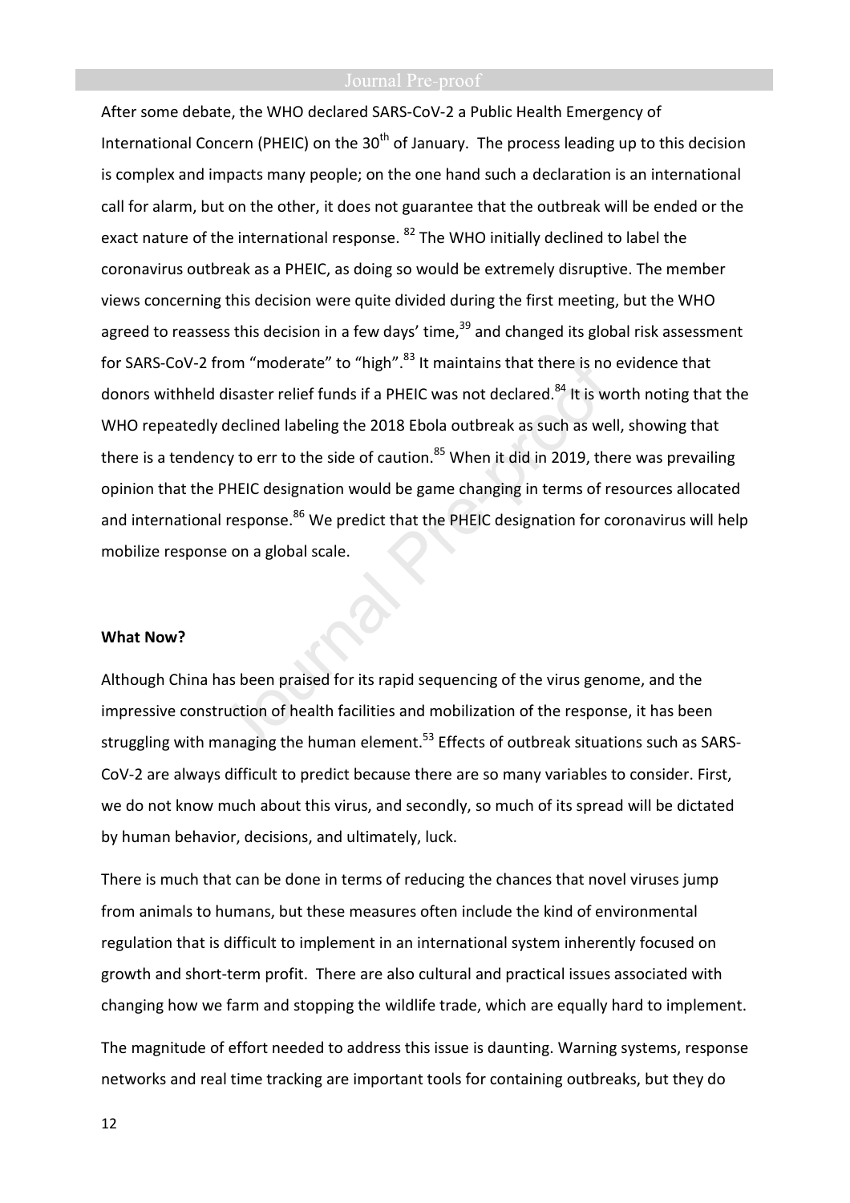After some debate, the WHO declared SARS-CoV-2 a Public Health Emergency of International Concern (PHEIC) on the 30th of January. The process leading up to this decision is complex and impacts many people; on the one hand such a declaration is an international call for alarm, but on the other, it does not guarantee that the outbreak will be ended or the exact nature of the international response. [82] The WHO initially declined to label the coronavirus outbreak as a PHEIC, as doing so would be extremely disruptive. The member views concerning this decision were quite divided during the first meeting, but the WHO agreed to reassess this decision in a few days' time,[39] and changed its global risk assessment for SARS-CoV-2 from "moderate" to "high".[83] It maintains that there is no evidence that donors withheld disaster relief funds if a PHEIC was not declared.[84] It is worth noting that the WHO repeatedly declined labeling the 2018 Ebola outbreak as such as well, showing that there is a tendency to err to the side of caution.[85] When it did in 2019, there was prevailing opinion that the PHEIC designation would be game changing in terms of resources allocated and international response.[86] We predict that the PHEIC designation for coronavirus will help mobilize response on a global scale.

**What Now?**

Although China has been praised for its rapid sequencing of the virus genome, and the impressive construction of health facilities and mobilization of the response, it has been struggling with managing the human element.[53] Effects of outbreak situations such as SARS-CoV-2 are always difficult to predict because there are so many variables to consider. First, we do not know much about this virus, and secondly, so much of its spread will be dictated by human behavior, decisions, and ultimately, luck.

There is much that can be done in terms of reducing the chances that novel viruses jump from animals to humans, but these measures often include the kind of environmental regulation that is difficult to implement in an international system inherently focused on growth and short-term profit. There are also cultural and practical issues associated with changing how we farm and stopping the wildlife trade, which are equally hard to implement.

The magnitude of effort needed to address this issue is daunting. Warning systems, response networks and real time tracking are important tools for containing outbreaks, but they do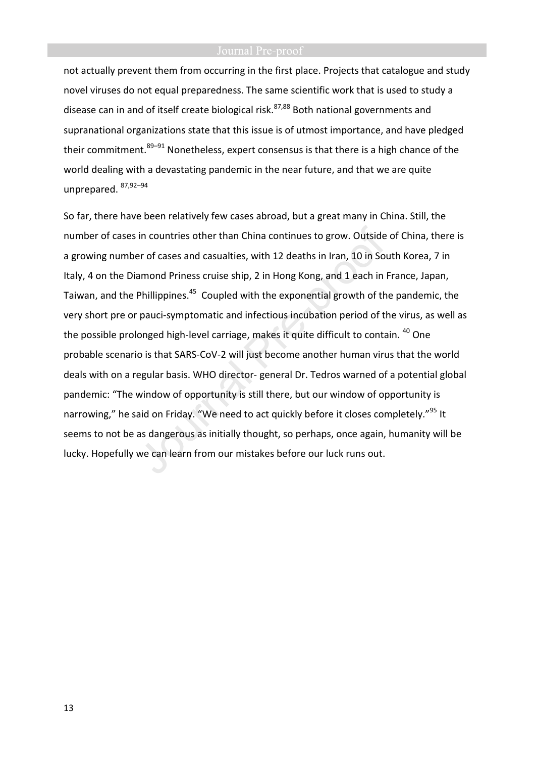not actually prevent them from occurring in the first place. Projects that catalogue and study novel viruses do not equal preparedness. The same scientific work that is used to study a disease can in and of itself create biological risk.[87,88] Both national governments and supranational organizations state that this issue is of utmost importance, and have pledged their commitment.[89–91] Nonetheless, expert consensus is that there is a high chance of the world dealing with a devastating pandemic in the near future, and that we are quite unprepared. [87,92–94]

So far, there have been relatively few cases abroad, but a great many in China. Still, the number of cases in countries other than China continues to grow. Outside of China, there is a growing number of cases and casualties, with 12 deaths in Iran, 10 in South Korea, 7 in Italy, 4 on the Diamond Priness cruise ship, 2 in Hong Kong, and 1 each in France, Japan, Taiwan, and the Phillippines.[45] Coupled with the exponential growth of the pandemic, the very short pre or pauci-symptomatic and infectious incubation period of the virus, as well as the possible prolonged high-level carriage, makes it quite difficult to contain. [40] One probable scenario is that SARS-CoV-2 will just become another human virus that the world deals with on a regular basis. WHO director- general Dr. Tedros warned of a potential global pandemic: "The window of opportunity is still there, but our window of opportunity is narrowing," he said on Friday. "We need to act quickly before it closes completely."[95] It seems to not be as dangerous as initially thought, so perhaps, once again, humanity will be lucky. Hopefully we can learn from our mistakes before our luck runs out.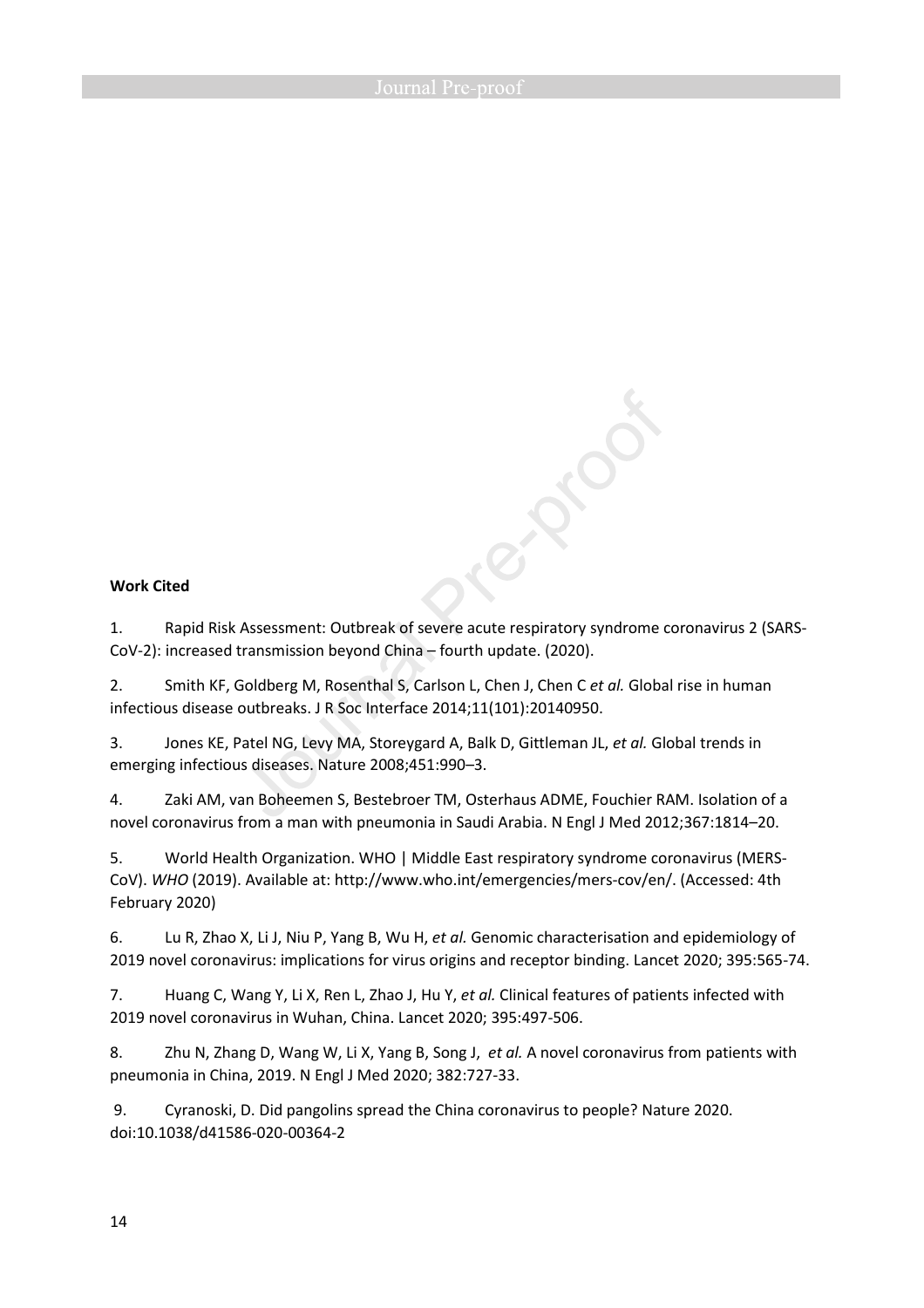**Work Cited**

1. Rapid Risk Assessment: Outbreak of severe acute respiratory syndrome coronavirus 2 (SARS-CoV-2): increased transmission beyond China – fourth update. (2020).

2. Smith KF, Goldberg M, Rosenthal S, Carlson L, Chen J, Chen C *et al.* Global rise in human infectious disease outbreaks. J R Soc Interface 2014;11(101):20140950.

3. Jones KE, Patel NG, Levy MA, Storeygard A, Balk D, Gittleman JL, *et al.* Global trends in emerging infectious diseases. Nature 2008;451:990–3.

4. Zaki AM, van Boheemen S, Bestebroer TM, Osterhaus ADME, Fouchier RAM. Isolation of a novel coronavirus from a man with pneumonia in Saudi Arabia. N Engl J Med 2012;367:1814–20.

5. World Health Organization. WHO | Middle East respiratory syndrome coronavirus (MERS-CoV). *WHO* (2019). Available at: http://www.who.int/emergencies/mers-cov/en/. (Accessed: 4th February 2020)

6. Lu R, Zhao X, Li J, Niu P, Yang B, Wu H, *et al.* Genomic characterisation and epidemiology of 2019 novel coronavirus: implications for virus origins and receptor binding. Lancet 2020; 395:565-74.

7. Huang C, Wang Y, Li X, Ren L, Zhao J, Hu Y, *et al.* Clinical features of patients infected with 2019 novel coronavirus in Wuhan, China. Lancet 2020; 395:497-506.

8. Zhu N, Zhang D, Wang W, Li X, Yang B, Song J, *et al.* A novel coronavirus from patients with pneumonia in China, 2019. N Engl J Med 2020; 382:727-33.

9. Cyranoski, D. Did pangolins spread the China coronavirus to people? Nature 2020. doi:10.1038/d41586-020-00364-2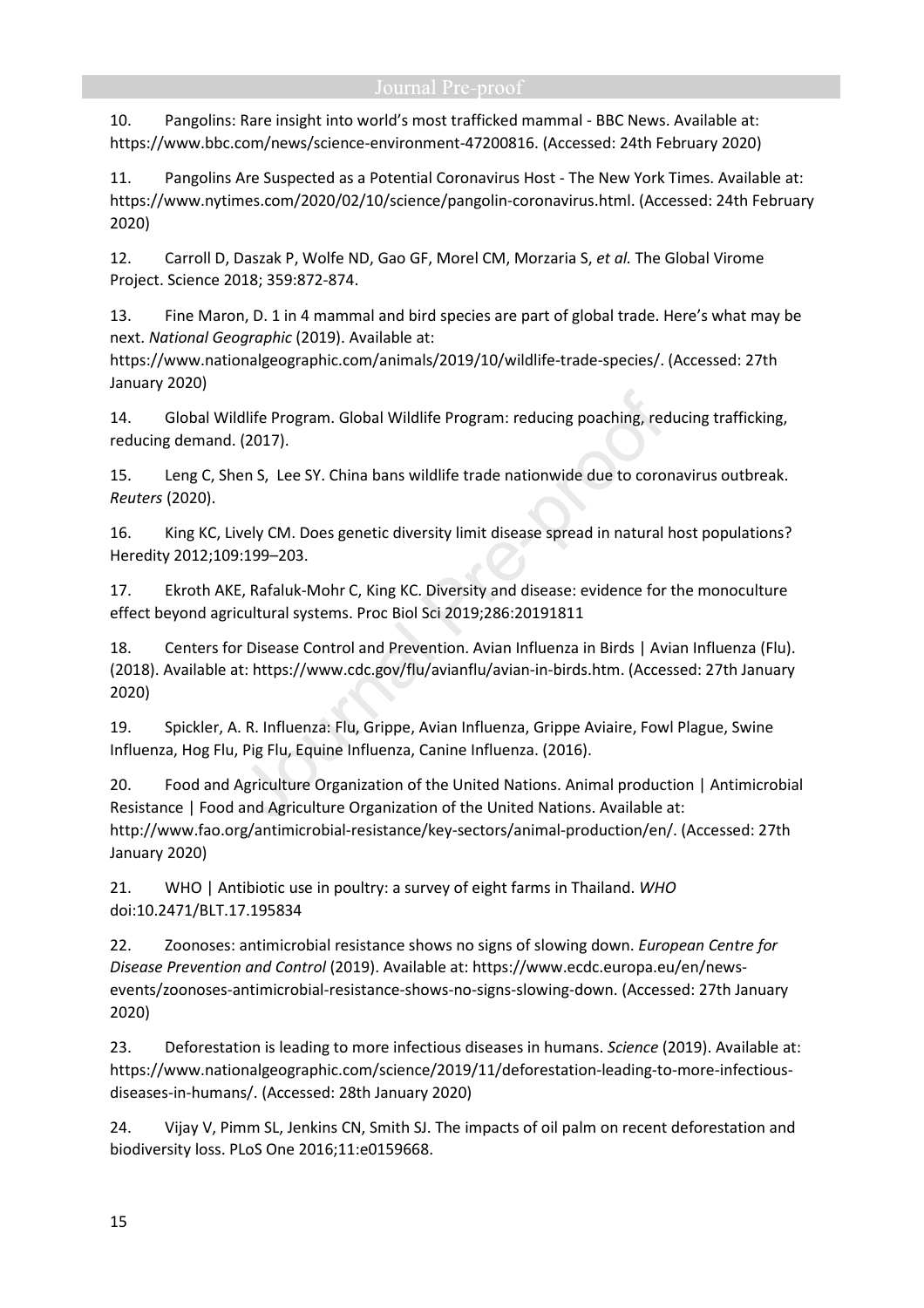10. Pangolins: Rare insight into world's most trafficked mammal - BBC News. Available at: https://www.bbc.com/news/science-environment-47200816. (Accessed: 24th February 2020)

11. Pangolins Are Suspected as a Potential Coronavirus Host - The New York Times. Available at: https://www.nytimes.com/2020/02/10/science/pangolin-coronavirus.html. (Accessed: 24th February 2020)

12. Carroll D, Daszak P, Wolfe ND, Gao GF, Morel CM, Morzaria S, *et al.* The Global Virome Project. Science 2018; 359:872-874.

13. Fine Maron, D. 1 in 4 mammal and bird species are part of global trade. Here's what may be next. *National Geographic* (2019). Available at: https://www.nationalgeographic.com/animals/2019/10/wildlife-trade-species/. (Accessed: 27th January 2020)

14. Global Wildlife Program. Global Wildlife Program: reducing poaching, reducing trafficking, reducing demand. (2017).

15. Leng C, Shen S, Lee SY. China bans wildlife trade nationwide due to coronavirus outbreak. *Reuters* (2020).

16. King KC, Lively CM. Does genetic diversity limit disease spread in natural host populations? Heredity 2012;109:199–203.

17. Ekroth AKE, Rafaluk-Mohr C, King KC. Diversity and disease: evidence for the monoculture effect beyond agricultural systems. Proc Biol Sci 2019;286:20191811

18. Centers for Disease Control and Prevention. Avian Influenza in Birds | Avian Influenza (Flu). (2018). Available at: https://www.cdc.gov/flu/avianflu/avian-in-birds.htm. (Accessed: 27th January 2020)

19. Spickler, A. R. Influenza: Flu, Grippe, Avian Influenza, Grippe Aviaire, Fowl Plague, Swine Influenza, Hog Flu, Pig Flu, Equine Influenza, Canine Influenza. (2016).

20. Food and Agriculture Organization of the United Nations. Animal production | Antimicrobial Resistance | Food and Agriculture Organization of the United Nations. Available at: http://www.fao.org/antimicrobial-resistance/key-sectors/animal-production/en/. (Accessed: 27th January 2020)

21. WHO | Antibiotic use in poultry: a survey of eight farms in Thailand. *WHO* doi:10.2471/BLT.17.195834

22. Zoonoses: antimicrobial resistance shows no signs of slowing down. *European Centre for Disease Prevention and Control* (2019). Available at: https://www.ecdc.europa.eu/en/news-events/zoonoses-antimicrobial-resistance-shows-no-signs-slowing-down. (Accessed: 27th January 2020)

23. Deforestation is leading to more infectious diseases in humans. *Science* (2019). Available at: https://www.nationalgeographic.com/science/2019/11/deforestation-leading-to-more-infectious-diseases-in-humans/. (Accessed: 28th January 2020)

24. Vijay V, Pimm SL, Jenkins CN, Smith SJ. The impacts of oil palm on recent deforestation and biodiversity loss. PLoS One 2016;11:e0159668.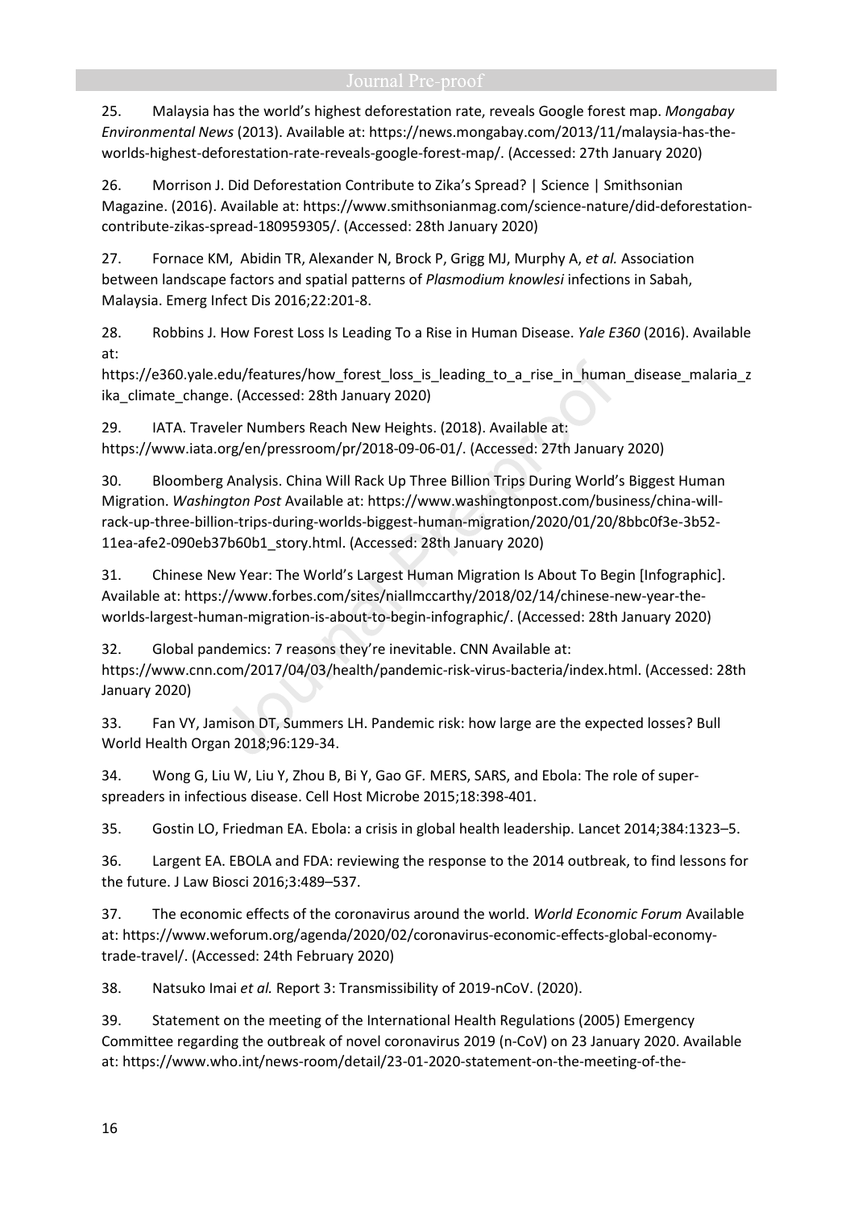25. Malaysia has the world's highest deforestation rate, reveals Google forest map. *Mongabay Environmental News* (2013). Available at: https://news.mongabay.com/2013/11/malaysia-has-the-worlds-highest-deforestation-rate-reveals-google-forest-map/. (Accessed: 27th January 2020)

26. Morrison J. Did Deforestation Contribute to Zika's Spread? | Science | Smithsonian Magazine. (2016). Available at: https://www.smithsonianmag.com/science-nature/did-deforestation-contribute-zikas-spread-180959305/. (Accessed: 28th January 2020)

27. Fornace KM, Abidin TR, Alexander N, Brock P, Grigg MJ, Murphy A, *et al.* Association between landscape factors and spatial patterns of *Plasmodium knowlesi* infections in Sabah, Malaysia. Emerg Infect Dis 2016;22:201-8.

28. Robbins J. How Forest Loss Is Leading To a Rise in Human Disease. *Yale E360* (2016). Available at: https://e360.yale.edu/features/how_forest_loss_is_leading_to_a_rise_in_human_disease_malaria_zika_climate_change. (Accessed: 28th January 2020)

29. IATA. Traveler Numbers Reach New Heights. (2018). Available at: https://www.iata.org/en/pressroom/pr/2018-09-06-01/. (Accessed: 27th January 2020)

30. Bloomberg Analysis. China Will Rack Up Three Billion Trips During World's Biggest Human Migration. *Washington Post* Available at: https://www.washingtonpost.com/business/china-will-rack-up-three-billion-trips-during-worlds-biggest-human-migration/2020/01/20/8bbc0f3e-3b52-11ea-afe2-090eb37b60b1_story.html. (Accessed: 28th January 2020)

31. Chinese New Year: The World's Largest Human Migration Is About To Begin [Infographic]. Available at: https://www.forbes.com/sites/niallmccarthy/2018/02/14/chinese-new-year-the-worlds-largest-human-migration-is-about-to-begin-infographic/. (Accessed: 28th January 2020)

32. Global pandemics: 7 reasons they're inevitable. CNN Available at: https://www.cnn.com/2017/04/03/health/pandemic-risk-virus-bacteria/index.html. (Accessed: 28th January 2020)

33. Fan VY, Jamison DT, Summers LH. Pandemic risk: how large are the expected losses? Bull World Health Organ 2018;96:129-34.

34. Wong G, Liu W, Liu Y, Zhou B, Bi Y, Gao GF. MERS, SARS, and Ebola: The role of super-spreaders in infectious disease. Cell Host Microbe 2015;18:398-401.

35. Gostin LO, Friedman EA. Ebola: a crisis in global health leadership. Lancet 2014;384:1323–5.

36. Largent EA. EBOLA and FDA: reviewing the response to the 2014 outbreak, to find lessons for the future. J Law Biosci 2016;3:489–537.

37. The economic effects of the coronavirus around the world. *World Economic Forum* Available at: https://www.weforum.org/agenda/2020/02/coronavirus-economic-effects-global-economy-trade-travel/. (Accessed: 24th February 2020)

38. Natsuko Imai *et al.* Report 3: Transmissibility of 2019-nCoV. (2020).

39. Statement on the meeting of the International Health Regulations (2005) Emergency Committee regarding the outbreak of novel coronavirus 2019 (n-CoV) on 23 January 2020. Available at: https://www.who.int/news-room/detail/23-01-2020-statement-on-the-meeting-of-the-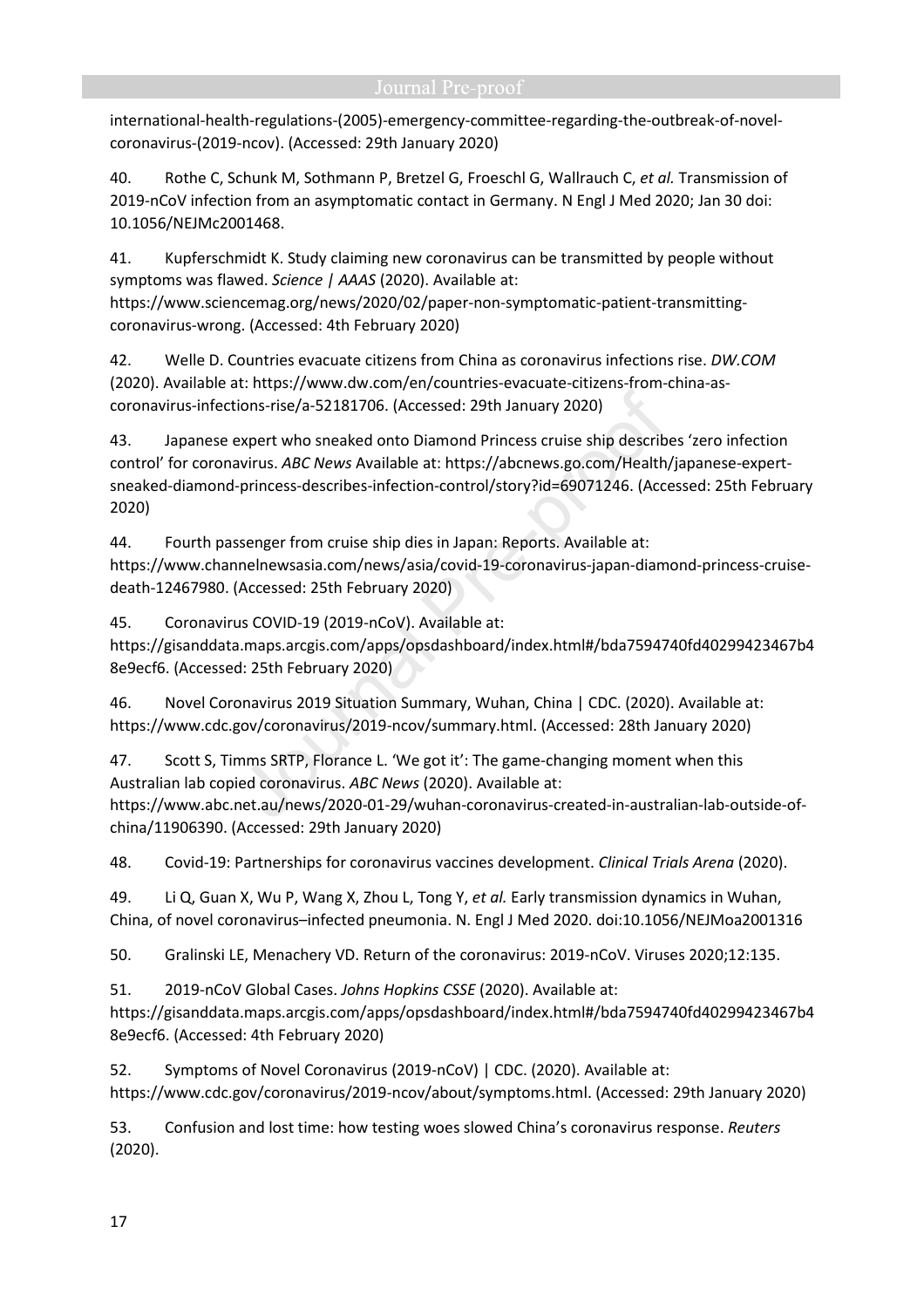international-health-regulations-(2005)-emergency-committee-regarding-the-outbreak-of-novel-coronavirus-(2019-ncov). (Accessed: 29th January 2020)

40. Rothe C, Schunk M, Sothmann P, Bretzel G, Froeschl G, Wallrauch C, *et al.* Transmission of 2019-nCoV infection from an asymptomatic contact in Germany. N Engl J Med 2020; Jan 30 doi: 10.1056/NEJMc2001468.

41. Kupferschmidt K. Study claiming new coronavirus can be transmitted by people without symptoms was flawed. *Science | AAAS* (2020). Available at: https://www.sciencemag.org/news/2020/02/paper-non-symptomatic-patient-transmitting-coronavirus-wrong. (Accessed: 4th February 2020)

42. Welle D. Countries evacuate citizens from China as coronavirus infections rise. *DW.COM* (2020). Available at: https://www.dw.com/en/countries-evacuate-citizens-from-china-as-coronavirus-infections-rise/a-52181706. (Accessed: 29th January 2020)

43. Japanese expert who sneaked onto Diamond Princess cruise ship describes 'zero infection control' for coronavirus. *ABC News* Available at: https://abcnews.go.com/Health/japanese-expert-sneaked-diamond-princess-describes-infection-control/story?id=69071246. (Accessed: 25th February 2020)

44. Fourth passenger from cruise ship dies in Japan: Reports. Available at: https://www.channelnewsasia.com/news/asia/covid-19-coronavirus-japan-diamond-princess-cruise-death-12467980. (Accessed: 25th February 2020)

45. Coronavirus COVID-19 (2019-nCoV). Available at: https://gisanddata.maps.arcgis.com/apps/opsdashboard/index.html#/bda7594740fd40299423467b48e9ecf6. (Accessed: 25th February 2020)

46. Novel Coronavirus 2019 Situation Summary, Wuhan, China | CDC. (2020). Available at: https://www.cdc.gov/coronavirus/2019-ncov/summary.html. (Accessed: 28th January 2020)

47. Scott S, Timms SRTP, Florance L. 'We got it': The game-changing moment when this Australian lab copied coronavirus. *ABC News* (2020). Available at: https://www.abc.net.au/news/2020-01-29/wuhan-coronavirus-created-in-australian-lab-outside-of-china/11906390. (Accessed: 29th January 2020)

48. Covid-19: Partnerships for coronavirus vaccines development. *Clinical Trials Arena* (2020).

49. Li Q, Guan X, Wu P, Wang X, Zhou L, Tong Y, *et al.* Early transmission dynamics in Wuhan, China, of novel coronavirus–infected pneumonia. N. Engl J Med 2020. doi:10.1056/NEJMoa2001316

50. Gralinski LE, Menachery VD. Return of the coronavirus: 2019-nCoV. Viruses 2020;12:135.

51. 2019-nCoV Global Cases. *Johns Hopkins CSSE* (2020). Available at: https://gisanddata.maps.arcgis.com/apps/opsdashboard/index.html#/bda7594740fd40299423467b48e9ecf6. (Accessed: 4th February 2020)

52. Symptoms of Novel Coronavirus (2019-nCoV) | CDC. (2020). Available at: https://www.cdc.gov/coronavirus/2019-ncov/about/symptoms.html. (Accessed: 29th January 2020)

53. Confusion and lost time: how testing woes slowed China's coronavirus response. *Reuters* (2020).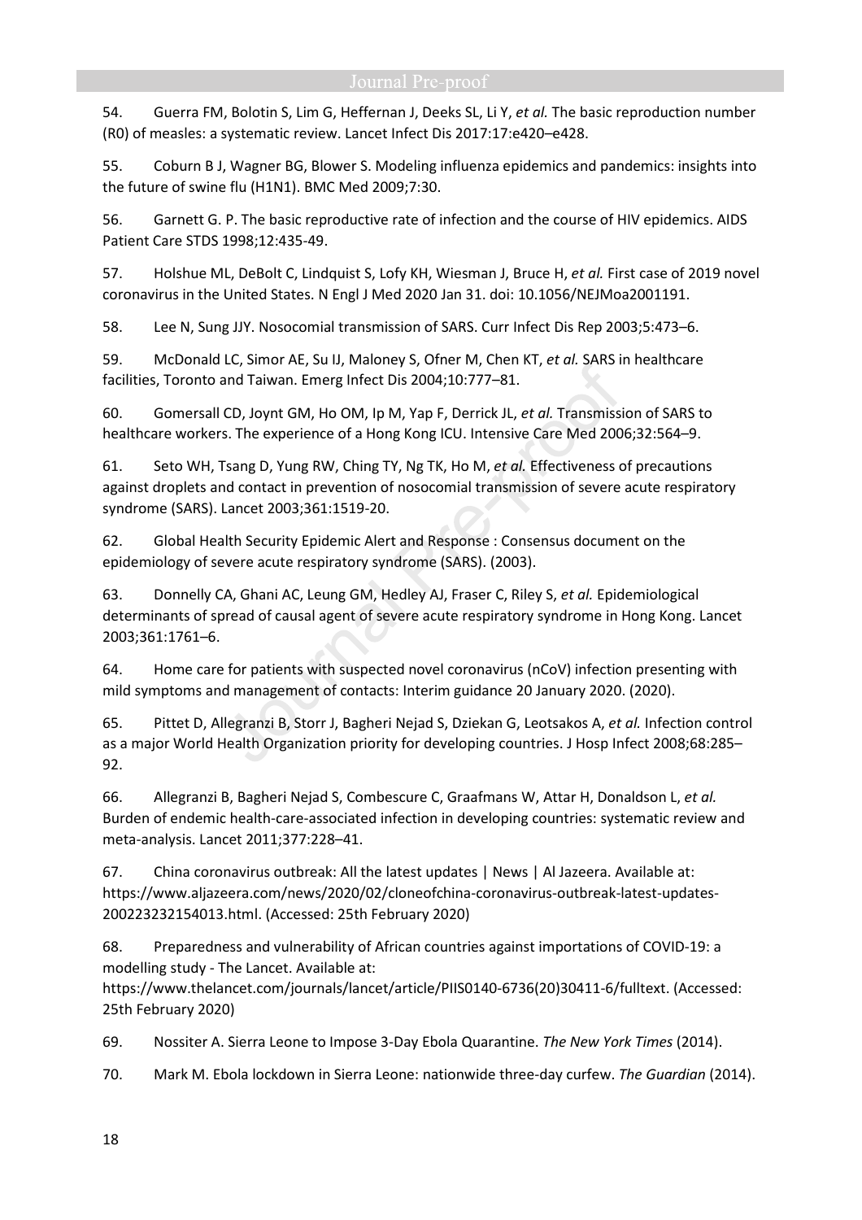54. Guerra FM, Bolotin S, Lim G, Heffernan J, Deeks SL, Li Y, *et al.* The basic reproduction number (R0) of measles: a systematic review. Lancet Infect Dis 2017:17:e420–e428.

55. Coburn B J, Wagner BG, Blower S. Modeling influenza epidemics and pandemics: insights into the future of swine flu (H1N1). BMC Med 2009;7:30.

56. Garnett G. P. The basic reproductive rate of infection and the course of HIV epidemics. AIDS Patient Care STDS 1998;12:435-49.

57. Holshue ML, DeBolt C, Lindquist S, Lofy KH, Wiesman J, Bruce H, *et al.* First case of 2019 novel coronavirus in the United States. N Engl J Med 2020 Jan 31. doi: 10.1056/NEJMoa2001191.

58. Lee N, Sung JJY. Nosocomial transmission of SARS. Curr Infect Dis Rep 2003;5:473–6.

59. McDonald LC, Simor AE, Su IJ, Maloney S, Ofner M, Chen KT, *et al.* SARS in healthcare facilities, Toronto and Taiwan. Emerg Infect Dis 2004;10:777–81.

60. Gomersall CD, Joynt GM, Ho OM, Ip M, Yap F, Derrick JL, *et al.* Transmission of SARS to healthcare workers. The experience of a Hong Kong ICU. Intensive Care Med 2006;32:564–9.

61. Seto WH, Tsang D, Yung RW, Ching TY, Ng TK, Ho M, *et al.* Effectiveness of precautions against droplets and contact in prevention of nosocomial transmission of severe acute respiratory syndrome (SARS). Lancet 2003;361:1519-20.

62. Global Health Security Epidemic Alert and Response : Consensus document on the epidemiology of severe acute respiratory syndrome (SARS). (2003).

63. Donnelly CA, Ghani AC, Leung GM, Hedley AJ, Fraser C, Riley S, *et al.* Epidemiological determinants of spread of causal agent of severe acute respiratory syndrome in Hong Kong. Lancet 2003;361:1761–6.

64. Home care for patients with suspected novel coronavirus (nCoV) infection presenting with mild symptoms and management of contacts: Interim guidance 20 January 2020. (2020).

65. Pittet D, Allegranzi B, Storr J, Bagheri Nejad S, Dziekan G, Leotsakos A, *et al.* Infection control as a major World Health Organization priority for developing countries. J Hosp Infect 2008;68:285–92.

66. Allegranzi B, Bagheri Nejad S, Combescure C, Graafmans W, Attar H, Donaldson L, *et al.* Burden of endemic health-care-associated infection in developing countries: systematic review and meta-analysis. Lancet 2011;377:228–41.

67. China coronavirus outbreak: All the latest updates | News | Al Jazeera. Available at: https://www.aljazeera.com/news/2020/02/cloneofchina-coronavirus-outbreak-latest-updates-200223232154013.html. (Accessed: 25th February 2020)

68. Preparedness and vulnerability of African countries against importations of COVID-19: a modelling study - The Lancet. Available at: https://www.thelancet.com/journals/lancet/article/PIIS0140-6736(20)30411-6/fulltext. (Accessed: 25th February 2020)

69. Nossiter A. Sierra Leone to Impose 3-Day Ebola Quarantine. *The New York Times* (2014).

70. Mark M. Ebola lockdown in Sierra Leone: nationwide three-day curfew. *The Guardian* (2014).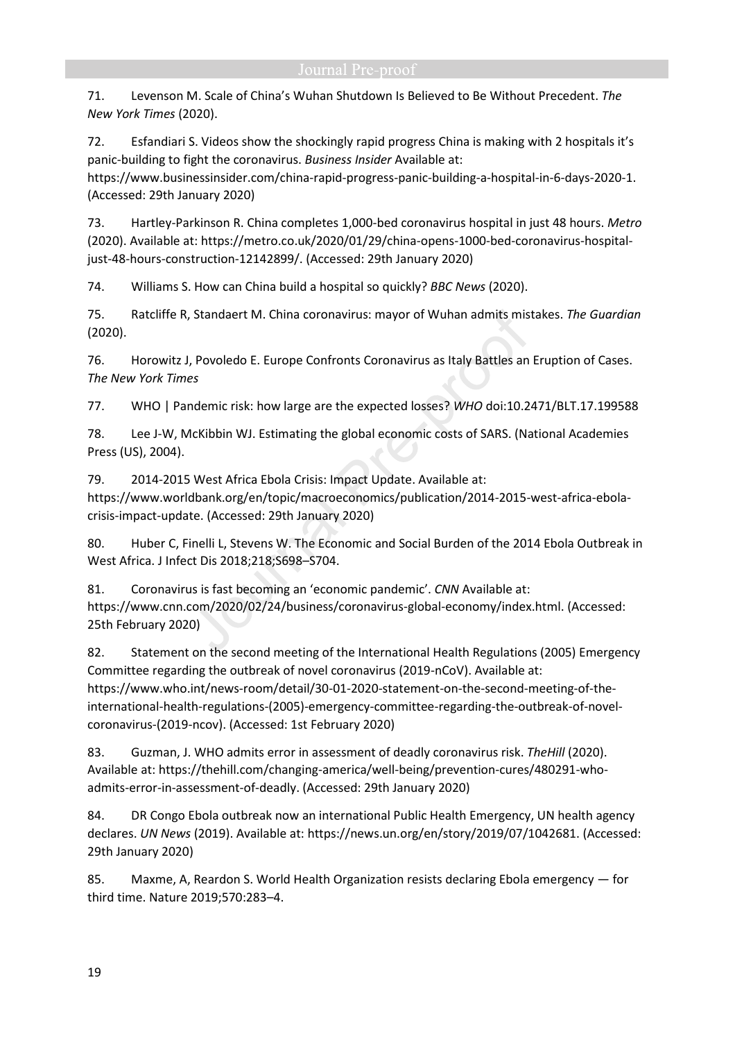71. Levenson M. Scale of China's Wuhan Shutdown Is Believed to Be Without Precedent. *The New York Times* (2020).

72. Esfandiari S. Videos show the shockingly rapid progress China is making with 2 hospitals it's panic-building to fight the coronavirus. *Business Insider* Available at: https://www.businessinsider.com/china-rapid-progress-panic-building-a-hospital-in-6-days-2020-1. (Accessed: 29th January 2020)

73. Hartley-Parkinson R. China completes 1,000-bed coronavirus hospital in just 48 hours. *Metro* (2020). Available at: https://metro.co.uk/2020/01/29/china-opens-1000-bed-coronavirus-hospital-just-48-hours-construction-12142899/. (Accessed: 29th January 2020)

74. Williams S. How can China build a hospital so quickly? *BBC News* (2020).

75. Ratcliffe R, Standaert M. China coronavirus: mayor of Wuhan admits mistakes. *The Guardian* (2020).

76. Horowitz J, Povoledo E. Europe Confronts Coronavirus as Italy Battles an Eruption of Cases. *The New York Times*

77. WHO | Pandemic risk: how large are the expected losses? *WHO* doi:10.2471/BLT.17.199588

78. Lee J-W, McKibbin WJ. Estimating the global economic costs of SARS. (National Academies Press (US), 2004).

79. 2014-2015 West Africa Ebola Crisis: Impact Update. Available at: https://www.worldbank.org/en/topic/macroeconomics/publication/2014-2015-west-africa-ebola-crisis-impact-update. (Accessed: 29th January 2020)

80. Huber C, Finelli L, Stevens W. The Economic and Social Burden of the 2014 Ebola Outbreak in West Africa. J Infect Dis 2018;218;S698–S704.

81. Coronavirus is fast becoming an 'economic pandemic'. *CNN* Available at: https://www.cnn.com/2020/02/24/business/coronavirus-global-economy/index.html. (Accessed: 25th February 2020)

82. Statement on the second meeting of the International Health Regulations (2005) Emergency Committee regarding the outbreak of novel coronavirus (2019-nCoV). Available at: https://www.who.int/news-room/detail/30-01-2020-statement-on-the-second-meeting-of-the-international-health-regulations-(2005)-emergency-committee-regarding-the-outbreak-of-novel-coronavirus-(2019-ncov). (Accessed: 1st February 2020)

83. Guzman, J. WHO admits error in assessment of deadly coronavirus risk. *TheHill* (2020). Available at: https://thehill.com/changing-america/well-being/prevention-cures/480291-who-admits-error-in-assessment-of-deadly. (Accessed: 29th January 2020)

84. DR Congo Ebola outbreak now an international Public Health Emergency, UN health agency declares. *UN News* (2019). Available at: https://news.un.org/en/story/2019/07/1042681. (Accessed: 29th January 2020)

85. Maxme, A, Reardon S. World Health Organization resists declaring Ebola emergency — for third time. Nature 2019;570:283–4.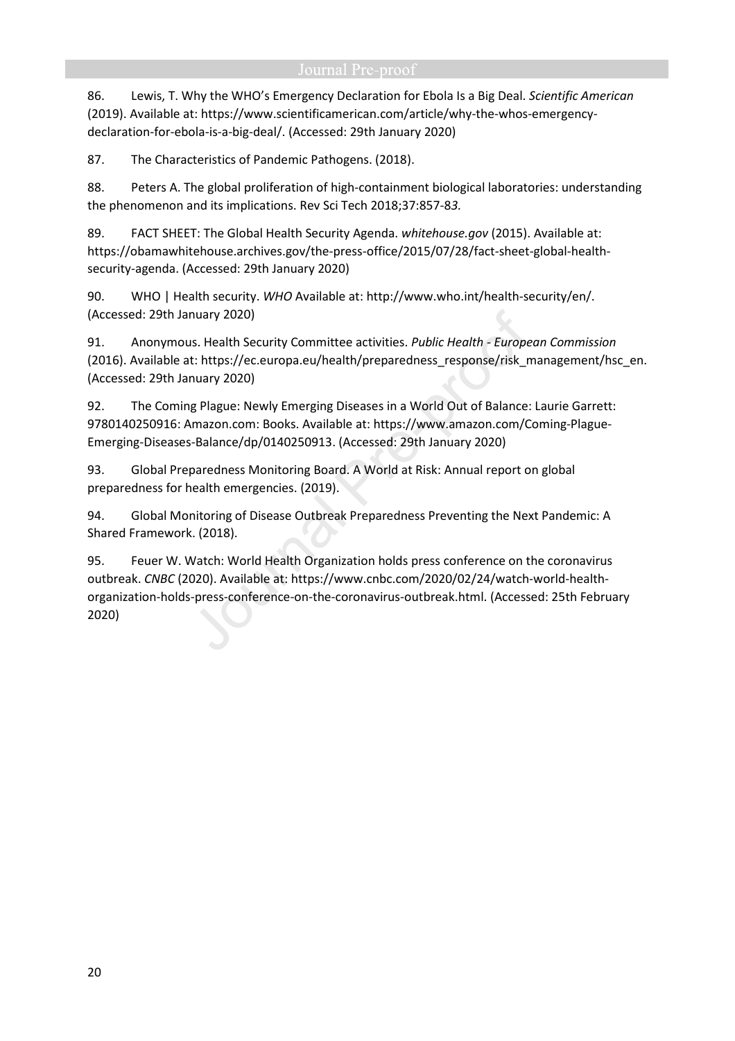86. Lewis, T. Why the WHO's Emergency Declaration for Ebola Is a Big Deal. *Scientific American* (2019). Available at: https://www.scientificamerican.com/article/why-the-whos-emergency-declaration-for-ebola-is-a-big-deal/. (Accessed: 29th January 2020)

87. The Characteristics of Pandemic Pathogens. (2018).

88. Peters A. The global proliferation of high-containment biological laboratories: understanding the phenomenon and its implications. Rev Sci Tech 2018;37:857-8*3.*

89. FACT SHEET: The Global Health Security Agenda. *whitehouse.gov* (2015). Available at: https://obamawhitehouse.archives.gov/the-press-office/2015/07/28/fact-sheet-global-health-security-agenda. (Accessed: 29th January 2020)

90. WHO | Health security. *WHO* Available at: http://www.who.int/health-security/en/. (Accessed: 29th January 2020)

91. Anonymous. Health Security Committee activities. *Public Health - European Commission* (2016). Available at: https://ec.europa.eu/health/preparedness_response/risk_management/hsc_en. (Accessed: 29th January 2020)

92. The Coming Plague: Newly Emerging Diseases in a World Out of Balance: Laurie Garrett: 9780140250916: Amazon.com: Books. Available at: https://www.amazon.com/Coming-Plague-Emerging-Diseases-Balance/dp/0140250913. (Accessed: 29th January 2020)

93. Global Preparedness Monitoring Board. A World at Risk: Annual report on global preparedness for health emergencies. (2019).

94. Global Monitoring of Disease Outbreak Preparedness Preventing the Next Pandemic: A Shared Framework. (2018).

95. Feuer W. Watch: World Health Organization holds press conference on the coronavirus outbreak. *CNBC* (2020). Available at: https://www.cnbc.com/2020/02/24/watch-world-health-organization-holds-press-conference-on-the-coronavirus-outbreak.html. (Accessed: 25th February 2020)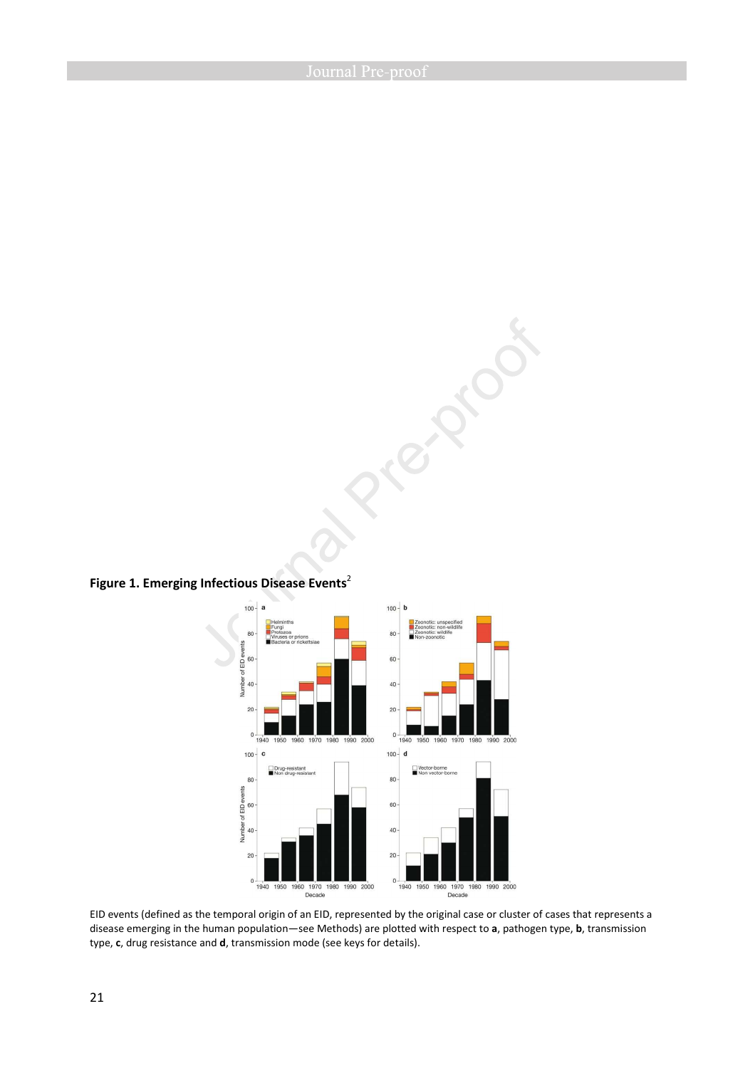**Figure 1. Emerging Infectious Disease Events**[2]

EID events (defined as the temporal origin of an EID, represented by the original case or cluster of cases that represents a disease emerging in the human population—see Methods) are plotted with respect to **a**, pathogen type, **b**, transmission type, **c**, drug resistance and **d**, transmission mode (see keys for details).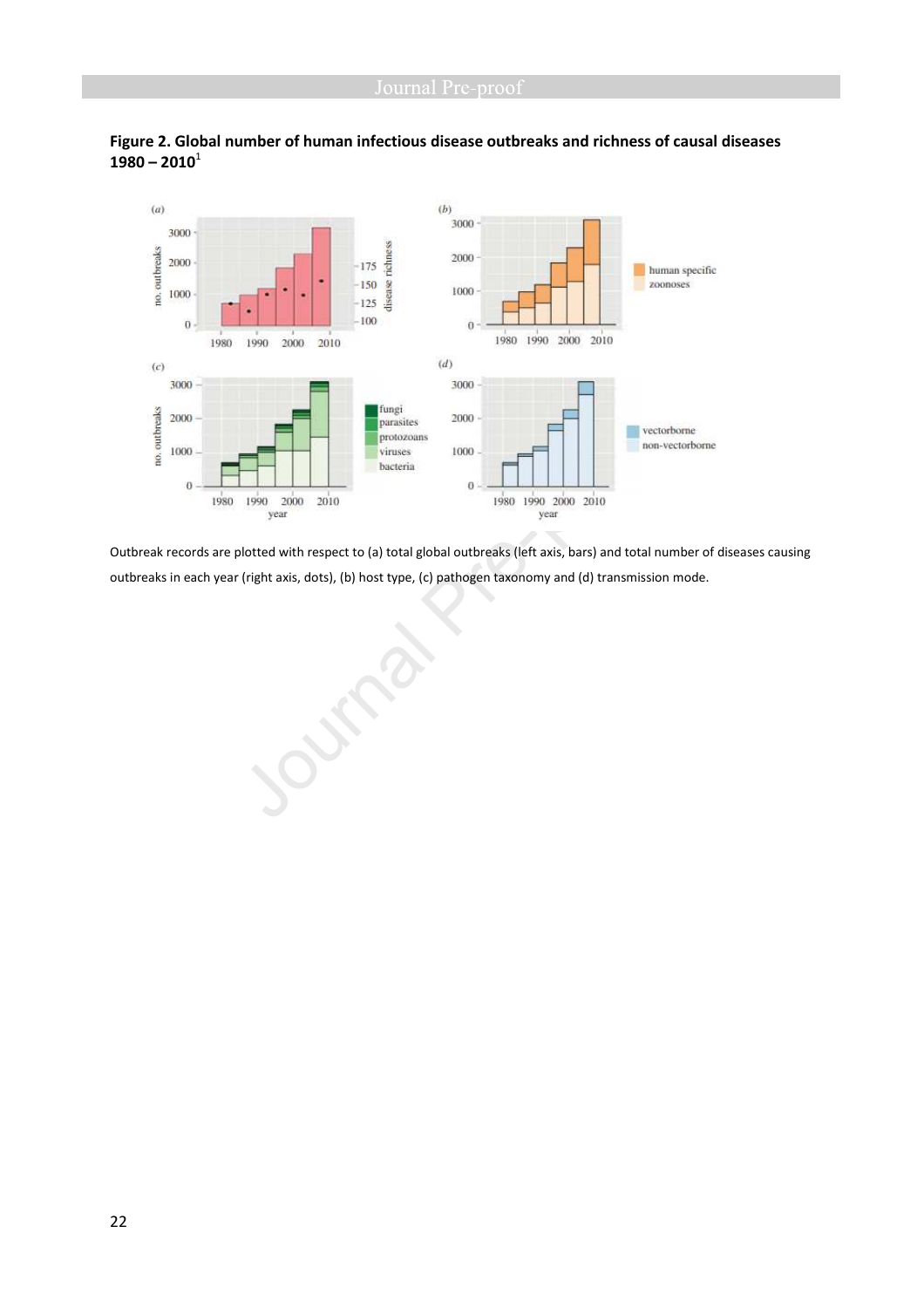**Figure 2. Global number of human infectious disease outbreaks and richness of causal diseases 1980 – 2010**[1]

(a)
3000
2000
1000
0
no. outbreaks
175
150
125
100
disease richness
1980 1990 2000 2010

(b)
3000
2000
1000
0
1980 1990 2000 2010
human specific
zoonoses

(c)
3000
2000
1000
0
no. outbreaks
1980 1990 2000 2010
year
fungi
parasites
protozoans
viruses
bacteria

(d)
3000
2000
1000
0
1980 1990 2000 2010
year
vectorborne
non-vectorborne

Outbreak records are plotted with respect to (a) total global outbreaks (left axis, bars) and total number of diseases causing outbreaks in each year (right axis, dots), (b) host type, (c) pathogen taxonomy and (d) transmission mode.